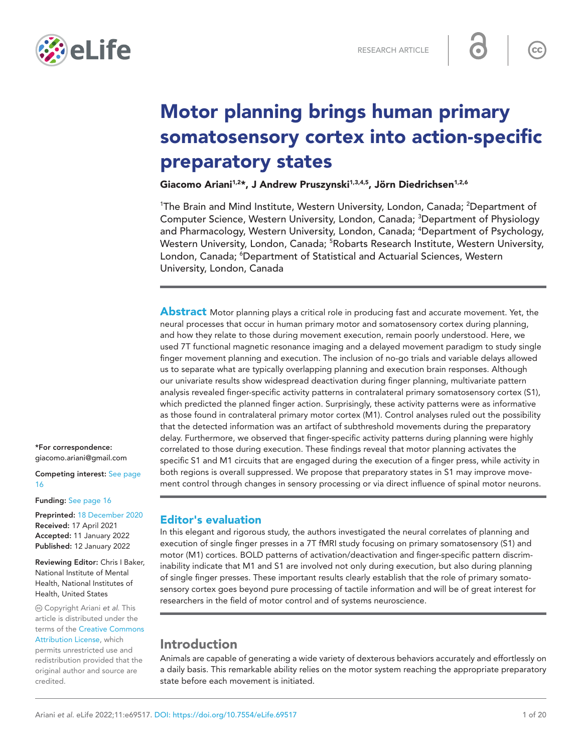RESEARCH ARTICLE

# Motor planning brings human primary somatosensory cortex into action-specific preparatory states

**Giacomo Ariani[1,2]*, J Andrew Pruszynski[1,3,4,5], Jörn Diedrichsen[1,2,6]**

[1]The Brain and Mind Institute, Western University, London, Canada; [2]Department of Computer Science, Western University, London, Canada; [3]Department of Physiology and Pharmacology, Western University, London, Canada; [4]Department of Psychology, Western University, London, Canada; [5]Robarts Research Institute, Western University, London, Canada; [6]Department of Statistical and Actuarial Sciences, Western University, London, Canada

**Abstract** Motor planning plays a critical role in producing fast and accurate movement. Yet, the neural processes that occur in human primary motor and somatosensory cortex during planning, and how they relate to those during movement execution, remain poorly understood. Here, we used 7T functional magnetic resonance imaging and a delayed movement paradigm to study single finger movement planning and execution. The inclusion of no-go trials and variable delays allowed us to separate what are typically overlapping planning and execution brain responses. Although our univariate results show widespread deactivation during finger planning, multivariate pattern analysis revealed finger-specific activity patterns in contralateral primary somatosensory cortex (S1), which predicted the planned finger action. Surprisingly, these activity patterns were as informative as those found in contralateral primary motor cortex (M1). Control analyses ruled out the possibility that the detected information was an artifact of subthreshold movements during the preparatory delay. Furthermore, we observed that finger-specific activity patterns during planning were highly correlated to those during execution. These findings reveal that motor planning activates the specific S1 and M1 circuits that are engaged during the execution of a finger press, while activity in both regions is overall suppressed. We propose that preparatory states in S1 may improve movement control through changes in sensory processing or via direct influence of spinal motor neurons.

## Editor's evaluation

In this elegant and rigorous study, the authors investigated the neural correlates of planning and execution of single finger presses in a 7T fMRI study focusing on primary somatosensory (S1) and motor (M1) cortices. BOLD patterns of activation/deactivation and finger-specific pattern discriminability indicate that M1 and S1 are involved not only during execution, but also during planning of single finger presses. These important results clearly establish that the role of primary somatosensory cortex goes beyond pure processing of tactile information and will be of great interest for researchers in the field of motor control and of systems neuroscience.

## Introduction

Animals are capable of generating a wide variety of dexterous behaviors accurately and effortlessly on a daily basis. This remarkable ability relies on the motor system reaching the appropriate preparatory state before each movement is initiated.

*For correspondence: giacomo.ariani@gmail.com

**Competing interest:** See page 16

**Funding:** See page 16

**Preprinted:** 18 December 2020
**Received:** 17 April 2021
**Accepted:** 11 January 2022
**Published:** 12 January 2022

**Reviewing Editor:** Chris I Baker, National Institute of Mental Health, National Institutes of Health, United States

© Copyright Ariani *et al.* This article is distributed under the terms of the Creative Commons Attribution License, which permits unrestricted use and redistribution provided that the original author and source are credited.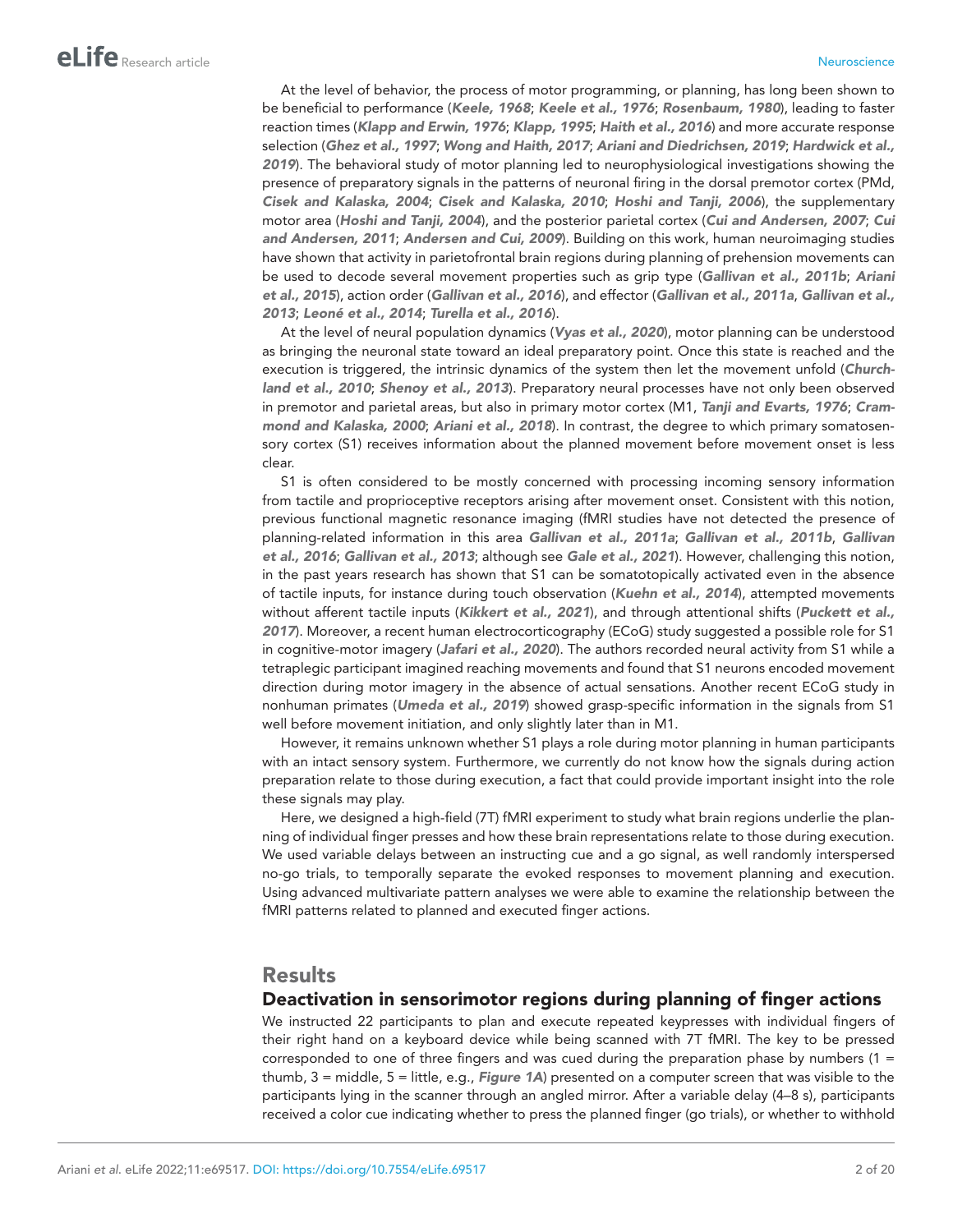At the level of behavior, the process of motor programming, or planning, has long been shown to be beneficial to performance (***Keele, 1968***; ***Keele et al., 1976***; ***Rosenbaum, 1980***), leading to faster reaction times (***Klapp and Erwin, 1976***; ***Klapp, 1995***; ***Haith et al., 2016***) and more accurate response selection (***Ghez et al., 1997***; ***Wong and Haith, 2017***; ***Ariani and Diedrichsen, 2019***; ***Hardwick et al., 2019***). The behavioral study of motor planning led to neurophysiological investigations showing the presence of preparatory signals in the patterns of neuronal firing in the dorsal premotor cortex (PMd, ***Cisek and Kalaska, 2004***; ***Cisek and Kalaska, 2010***; ***Hoshi and Tanji, 2006***), the supplementary motor area (***Hoshi and Tanji, 2004***), and the posterior parietal cortex (***Cui and Andersen, 2007***; ***Cui and Andersen, 2011***; ***Andersen and Cui, 2009***). Building on this work, human neuroimaging studies have shown that activity in parietofrontal brain regions during planning of prehension movements can be used to decode several movement properties such as grip type (***Gallivan et al., 2011b***; ***Ariani et al., 2015***), action order (***Gallivan et al., 2016***), and effector (***Gallivan et al., 2011a***, ***Gallivan et al., 2013***; ***Leoné et al., 2014***; ***Turella et al., 2016***).

At the level of neural population dynamics (***Vyas et al., 2020***), motor planning can be understood as bringing the neuronal state toward an ideal preparatory point. Once this state is reached and the execution is triggered, the intrinsic dynamics of the system then let the movement unfold (***Churchland et al., 2010***; ***Shenoy et al., 2013***). Preparatory neural processes have not only been observed in premotor and parietal areas, but also in primary motor cortex (M1, ***Tanji and Evarts, 1976***; ***Crammond and Kalaska, 2000***; ***Ariani et al., 2018***). In contrast, the degree to which primary somatosensory cortex (S1) receives information about the planned movement before movement onset is less clear.

S1 is often considered to be mostly concerned with processing incoming sensory information from tactile and proprioceptive receptors arising after movement onset. Consistent with this notion, previous functional magnetic resonance imaging (fMRI studies have not detected the presence of planning-related information in this area ***Gallivan et al., 2011a***; ***Gallivan et al., 2011b***, ***Gallivan et al., 2016***; ***Gallivan et al., 2013***; although see ***Gale et al., 2021***). However, challenging this notion, in the past years research has shown that S1 can be somatotopically activated even in the absence of tactile inputs, for instance during touch observation (***Kuehn et al., 2014***), attempted movements without afferent tactile inputs (***Kikkert et al., 2021***), and through attentional shifts (***Puckett et al., 2017***). Moreover, a recent human electrocorticography (ECoG) study suggested a possible role for S1 in cognitive-motor imagery (***Jafari et al., 2020***). The authors recorded neural activity from S1 while a tetraplegic participant imagined reaching movements and found that S1 neurons encoded movement direction during motor imagery in the absence of actual sensations. Another recent ECoG study in nonhuman primates (***Umeda et al., 2019***) showed grasp-specific information in the signals from S1 well before movement initiation, and only slightly later than in M1.

However, it remains unknown whether S1 plays a role during motor planning in human participants with an intact sensory system. Furthermore, we currently do not know how the signals during action preparation relate to those during execution, a fact that could provide important insight into the role these signals may play.

Here, we designed a high-field (7T) fMRI experiment to study what brain regions underlie the planning of individual finger presses and how these brain representations relate to those during execution. We used variable delays between an instructing cue and a go signal, as well randomly interspersed no-go trials, to temporally separate the evoked responses to movement planning and execution. Using advanced multivariate pattern analyses we were able to examine the relationship between the fMRI patterns related to planned and executed finger actions.

# Results

## Deactivation in sensorimotor regions during planning of finger actions

We instructed 22 participants to plan and execute repeated keypresses with individual fingers of their right hand on a keyboard device while being scanned with 7T fMRI. The key to be pressed corresponded to one of three fingers and was cued during the preparation phase by numbers (1 = thumb, 3 = middle, 5 = little, e.g., ***Figure 1A***) presented on a computer screen that was visible to the participants lying in the scanner through an angled mirror. After a variable delay (4–8 s), participants received a color cue indicating whether to press the planned finger (go trials), or whether to withhold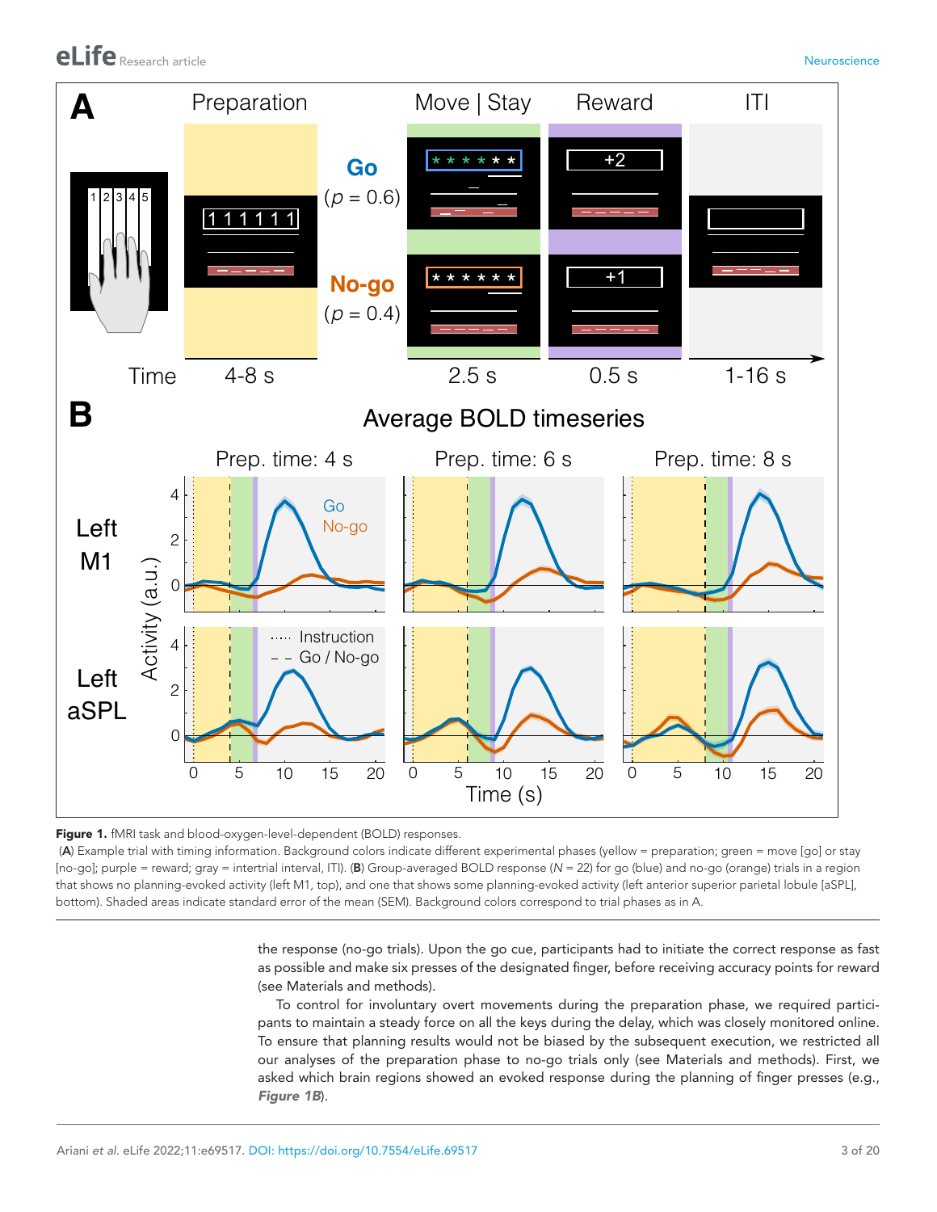**Figure 1.** fMRI task and blood-oxygen-level-dependent (BOLD) responses.

(**A**) Example trial with timing information. Background colors indicate different experimental phases (yellow = preparation; green = move [go] or stay [no-go]; purple = reward; gray = intertrial interval, ITI). (**B**) Group-averaged BOLD response ($N = 22$) for go (blue) and no-go (orange) trials in a region that shows no planning-evoked activity (left M1, top), and one that shows some planning-evoked activity (left anterior superior parietal lobule [aSPL], bottom). Shaded areas indicate standard error of the mean (SEM). Background colors correspond to trial phases as in A.

the response (no-go trials). Upon the go cue, participants had to initiate the correct response as fast as possible and make six presses of the designated finger, before receiving accuracy points for reward (see Materials and methods).

To control for involuntary overt movements during the preparation phase, we required participants to maintain a steady force on all the keys during the delay, which was closely monitored online. To ensure that planning results would not be biased by the subsequent execution, we restricted all our analyses of the preparation phase to no-go trials only (see Materials and methods). First, we asked which brain regions showed an evoked response during the planning of finger presses (e.g., ***Figure 1B***).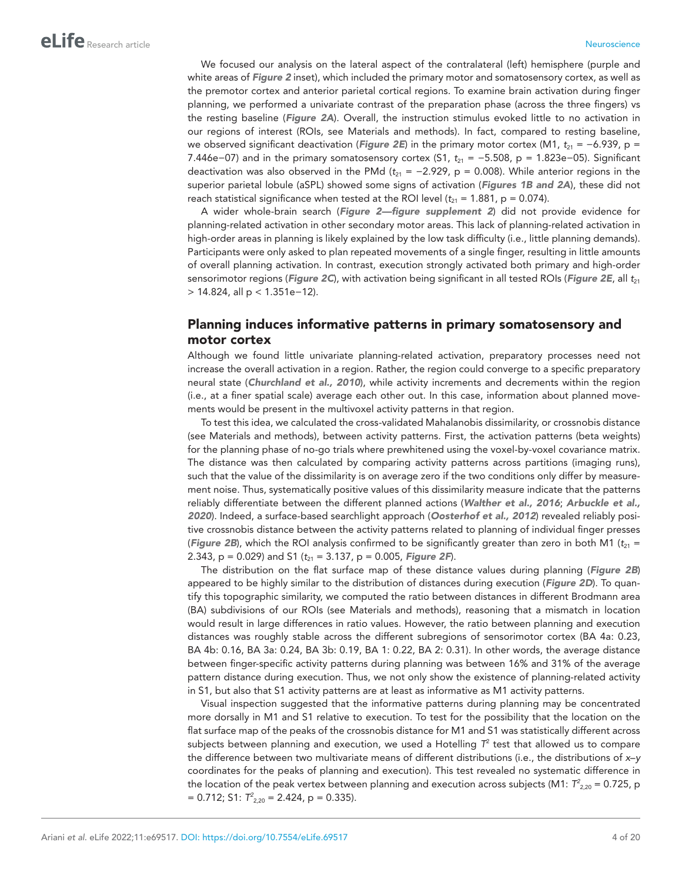We focused our analysis on the lateral aspect of the contralateral (left) hemisphere (purple and white areas of ***Figure 2*** inset), which included the primary motor and somatosensory cortex, as well as the premotor cortex and anterior parietal cortical regions. To examine brain activation during finger planning, we performed a univariate contrast of the preparation phase (across the three fingers) vs the resting baseline (***Figure 2A***). Overall, the instruction stimulus evoked little to no activation in our regions of interest (ROIs, see Materials and methods). In fact, compared to resting baseline, we observed significant deactivation (***Figure 2E***) in the primary motor cortex (M1, $t_{21}$ = −6.939, p = 7.446e−07) and in the primary somatosensory cortex (S1, $t_{21}$ = −5.508, p = 1.823e−05). Significant deactivation was also observed in the PMd ($t_{21}$ = −2.929, p = 0.008). While anterior regions in the superior parietal lobule (aSPL) showed some signs of activation (***Figures 1B and 2A***), these did not reach statistical significance when tested at the ROI level ($t_{21}$ = 1.881, p = 0.074).

A wider whole-brain search (***Figure 2—figure supplement 2***) did not provide evidence for planning-related activation in other secondary motor areas. This lack of planning-related activation in high-order areas in planning is likely explained by the low task difficulty (i.e., little planning demands). Participants were only asked to plan repeated movements of a single finger, resulting in little amounts of overall planning activation. In contrast, execution strongly activated both primary and high-order sensorimotor regions (***Figure 2C***), with activation being significant in all tested ROIs (***Figure 2E***, all $t_{21}$ > 14.824, all p < 1.351e−12).

## Planning induces informative patterns in primary somatosensory and motor cortex

Although we found little univariate planning-related activation, preparatory processes need not increase the overall activation in a region. Rather, the region could converge to a specific preparatory neural state (***Churchland et al., 2010***), while activity increments and decrements within the region (i.e., at a finer spatial scale) average each other out. In this case, information about planned movements would be present in the multivoxel activity patterns in that region.

To test this idea, we calculated the cross-validated Mahalanobis dissimilarity, or crossnobis distance (see Materials and methods), between activity patterns. First, the activation patterns (beta weights) for the planning phase of no-go trials where prewhitened using the voxel-by-voxel covariance matrix. The distance was then calculated by comparing activity patterns across partitions (imaging runs), such that the value of the dissimilarity is on average zero if the two conditions only differ by measurement noise. Thus, systematically positive values of this dissimilarity measure indicate that the patterns reliably differentiate between the different planned actions (***Walther et al., 2016***; ***Arbuckle et al., 2020***). Indeed, a surface-based searchlight approach (***Oosterhof et al., 2012***) revealed reliably positive crossnobis distance between the activity patterns related to planning of individual finger presses (***Figure 2B***), which the ROI analysis confirmed to be significantly greater than zero in both M1 ($t_{21}$ = 2.343, p = 0.029) and S1 ($t_{21}$ = 3.137, p = 0.005, ***Figure 2F***).

The distribution on the flat surface map of these distance values during planning (***Figure 2B***) appeared to be highly similar to the distribution of distances during execution (***Figure 2D***). To quantify this topographic similarity, we computed the ratio between distances in different Brodmann area (BA) subdivisions of our ROIs (see Materials and methods), reasoning that a mismatch in location would result in large differences in ratio values. However, the ratio between planning and execution distances was roughly stable across the different subregions of sensorimotor cortex (BA 4a: 0.23, BA 4b: 0.16, BA 3a: 0.24, BA 3b: 0.19, BA 1: 0.22, BA 2: 0.31). In other words, the average distance between finger-specific activity patterns during planning was between 16% and 31% of the average pattern distance during execution. Thus, we not only show the existence of planning-related activity in S1, but also that S1 activity patterns are at least as informative as M1 activity patterns.

Visual inspection suggested that the informative patterns during planning may be concentrated more dorsally in M1 and S1 relative to execution. To test for the possibility that the location on the flat surface map of the peaks of the crossnobis distance for M1 and S1 was statistically different across subjects between planning and execution, we used a Hotelling $T^2$ test that allowed us to compare the difference between two multivariate means of different distributions (i.e., the distributions of *x–y* coordinates for the peaks of planning and execution). This test revealed no systematic difference in the location of the peak vertex between planning and execution across subjects (M1: $T^2_{2,20}$ = 0.725, p = 0.712; S1: $T^2_{2,20}$ = 2.424, p = 0.335).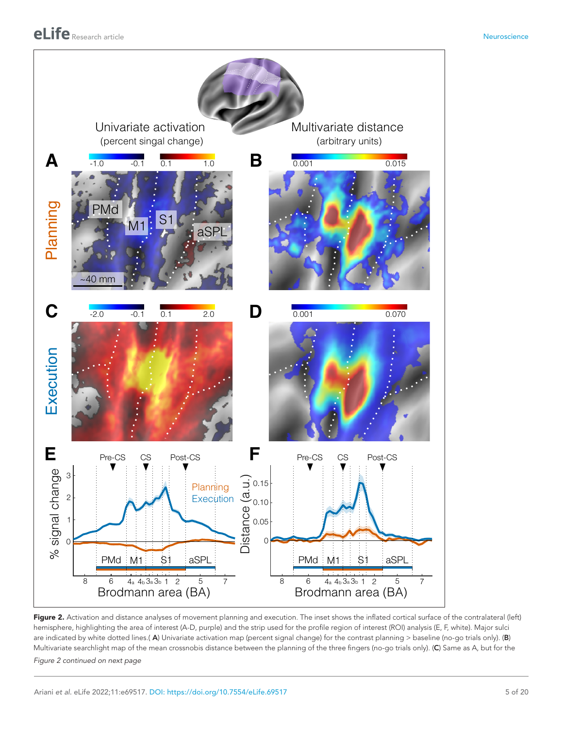**Figure 2.** Activation and distance analyses of movement planning and execution. The inset shows the inflated cortical surface of the contralateral (left) hemisphere, highlighting the area of interest (A-D, purple) and the strip used for the profile region of interest (ROI) analysis (E, F, white). Major sulci are indicated by white dotted lines.( **A**) Univariate activation map (percent signal change) for the contrast planning > baseline (no-go trials only). (**B**) Multivariate searchlight map of the mean crossnobis distance between the planning of the three fingers (no-go trials only). (**C**) Same as A, but for the

*Figure 2 continued on next page*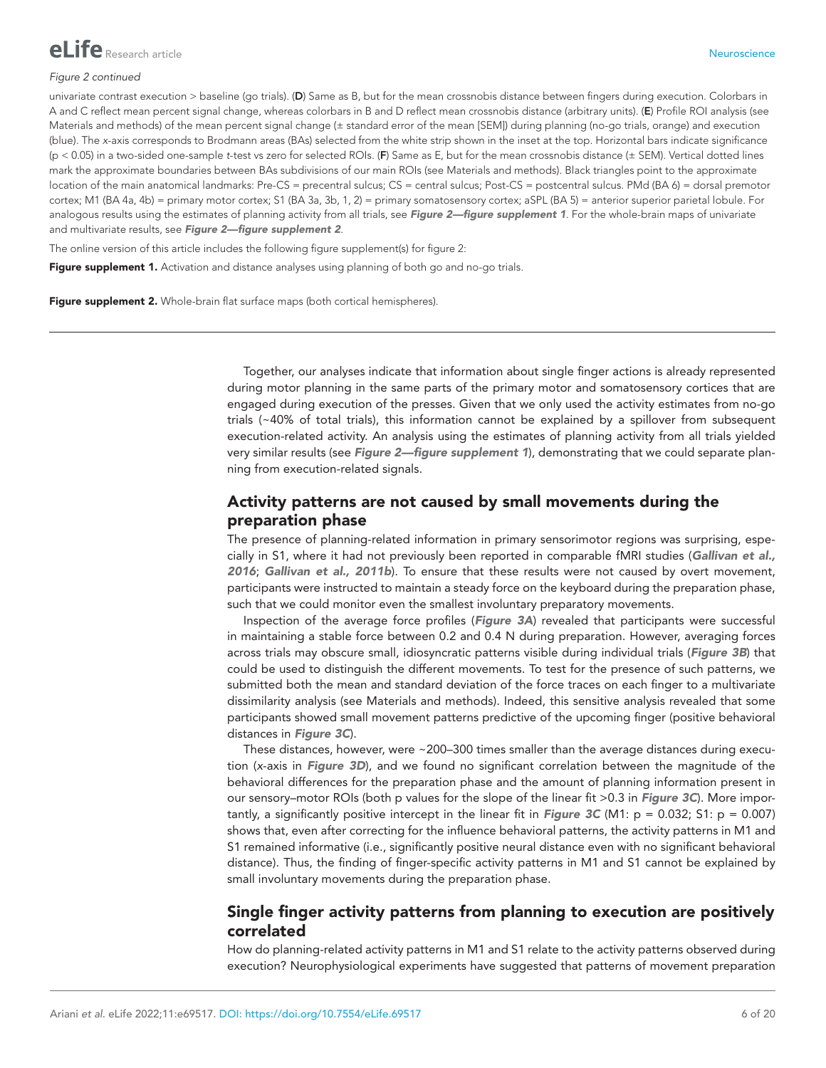*Figure 2 continued*

univariate contrast execution > baseline (go trials). (**D**) Same as B, but for the mean crossnobis distance between fingers during execution. Colorbars in A and C reflect mean percent signal change, whereas colorbars in B and D reflect mean crossnobis distance (arbitrary units). (**E**) Profile ROI analysis (see Materials and methods) of the mean percent signal change (± standard error of the mean [SEM]) during planning (no-go trials, orange) and execution (blue). The *x*-axis corresponds to Brodmann areas (BAs) selected from the white strip shown in the inset at the top. Horizontal bars indicate significance ($p < 0.05$) in a two-sided one-sample *t*-test vs zero for selected ROIs. (**F**) Same as E, but for the mean crossnobis distance (± SEM). Vertical dotted lines mark the approximate boundaries between BAs subdivisions of our main ROIs (see Materials and methods). Black triangles point to the approximate location of the main anatomical landmarks: Pre-CS = precentral sulcus; CS = central sulcus; Post-CS = postcentral sulcus. PMd (BA 6) = dorsal premotor cortex; M1 (BA 4a, 4b) = primary motor cortex; S1 (BA 3a, 3b, 1, 2) = primary somatosensory cortex; aSPL (BA 5) = anterior superior parietal lobule. For analogous results using the estimates of planning activity from all trials, see ***Figure 2—figure supplement 1***. For the whole-brain maps of univariate and multivariate results, see ***Figure 2—figure supplement 2***.

The online version of this article includes the following figure supplement(s) for figure 2:

**Figure supplement 1.** Activation and distance analyses using planning of both go and no-go trials.

**Figure supplement 2.** Whole-brain flat surface maps (both cortical hemispheres).

Together, our analyses indicate that information about single finger actions is already represented during motor planning in the same parts of the primary motor and somatosensory cortices that are engaged during execution of the presses. Given that we only used the activity estimates from no-go trials (~40% of total trials), this information cannot be explained by a spillover from subsequent execution-related activity. An analysis using the estimates of planning activity from all trials yielded very similar results (see ***Figure 2—figure supplement 1***), demonstrating that we could separate planning from execution-related signals.

## Activity patterns are not caused by small movements during the preparation phase

The presence of planning-related information in primary sensorimotor regions was surprising, especially in S1, where it had not previously been reported in comparable fMRI studies (***Gallivan et al., 2016***; ***Gallivan et al., 2011b***). To ensure that these results were not caused by overt movement, participants were instructed to maintain a steady force on the keyboard during the preparation phase, such that we could monitor even the smallest involuntary preparatory movements.

Inspection of the average force profiles (***Figure 3A***) revealed that participants were successful in maintaining a stable force between 0.2 and 0.4 N during preparation. However, averaging forces across trials may obscure small, idiosyncratic patterns visible during individual trials (***Figure 3B***) that could be used to distinguish the different movements. To test for the presence of such patterns, we submitted both the mean and standard deviation of the force traces on each finger to a multivariate dissimilarity analysis (see Materials and methods). Indeed, this sensitive analysis revealed that some participants showed small movement patterns predictive of the upcoming finger (positive behavioral distances in ***Figure 3C***).

These distances, however, were ~200–300 times smaller than the average distances during execution (*x*-axis in ***Figure 3D***), and we found no significant correlation between the magnitude of the behavioral differences for the preparation phase and the amount of planning information present in our sensory–motor ROIs (both p values for the slope of the linear fit >0.3 in ***Figure 3C***). More importantly, a significantly positive intercept in the linear fit in ***Figure 3C*** (M1: $p = 0.032$; S1: $p = 0.007$) shows that, even after correcting for the influence behavioral patterns, the activity patterns in M1 and S1 remained informative (i.e., significantly positive neural distance even with no significant behavioral distance). Thus, the finding of finger-specific activity patterns in M1 and S1 cannot be explained by small involuntary movements during the preparation phase.

## Single finger activity patterns from planning to execution are positively correlated

How do planning-related activity patterns in M1 and S1 relate to the activity patterns observed during execution? Neurophysiological experiments have suggested that patterns of movement preparation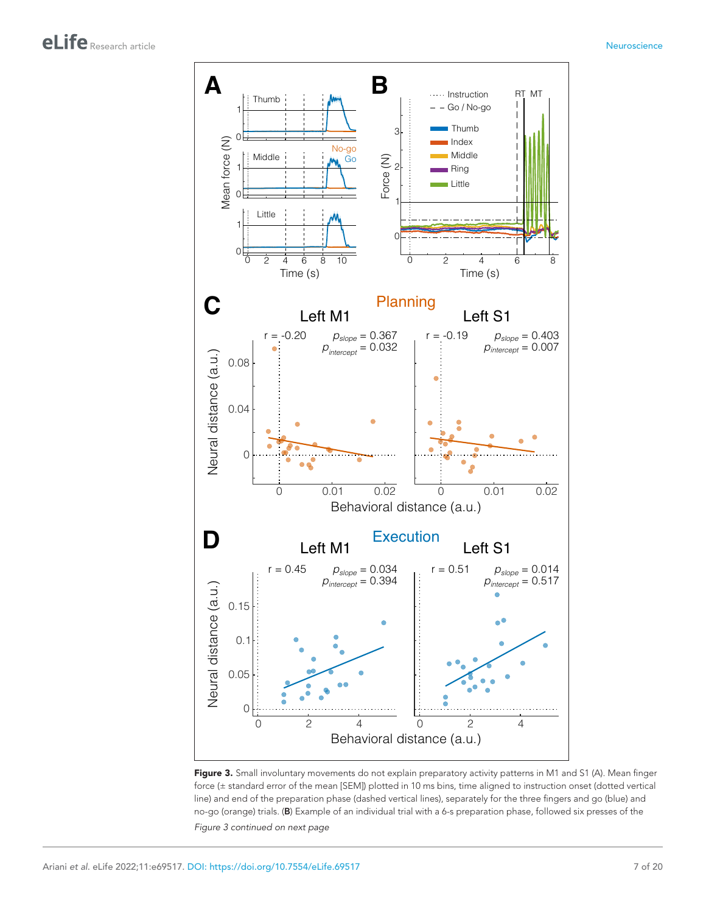**Figure 3.** Small involuntary movements do not explain preparatory activity patterns in M1 and S1 (A). Mean finger force (± standard error of the mean [SEM]) plotted in 10 ms bins, time aligned to instruction onset (dotted vertical line) and end of the preparation phase (dashed vertical lines), separately for the three fingers and go (blue) and no-go (orange) trials. (**B**) Example of an individual trial with a 6-s preparation phase, followed six presses of the

*Figure 3 continued on next page*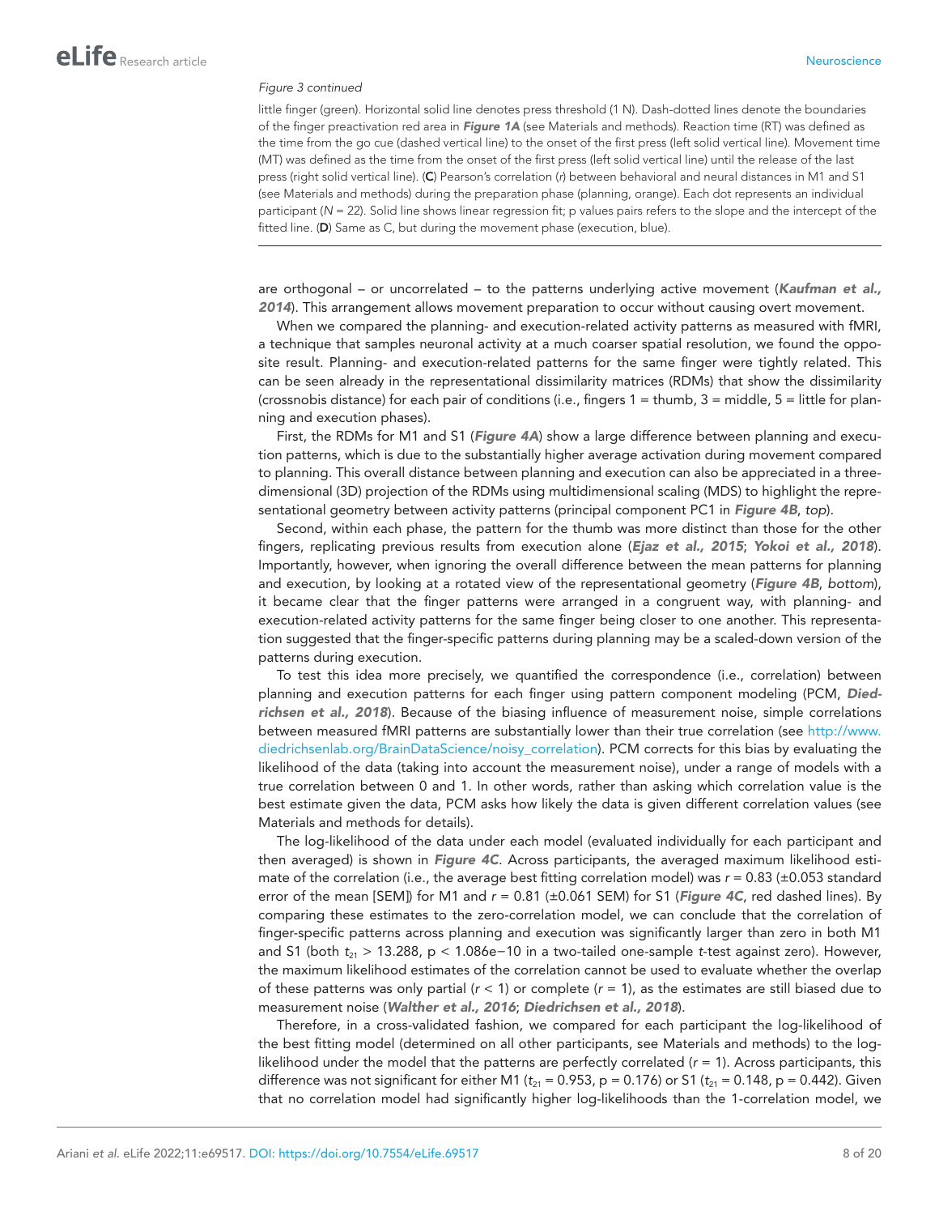*Figure 3 continued*

little finger (green). Horizontal solid line denotes press threshold (1 N). Dash-dotted lines denote the boundaries of the finger preactivation red area in **Figure 1A** (see Materials and methods). Reaction time (RT) was defined as the time from the go cue (dashed vertical line) to the onset of the first press (left solid vertical line). Movement time (MT) was defined as the time from the onset of the first press (left solid vertical line) until the release of the last press (right solid vertical line). (**C**) Pearson's correlation (*r*) between behavioral and neural distances in M1 and S1 (see Materials and methods) during the preparation phase (planning, orange). Each dot represents an individual participant (*N* = 22). Solid line shows linear regression fit; p values pairs refers to the slope and the intercept of the fitted line. (**D**) Same as C, but during the movement phase (execution, blue).

are orthogonal – or uncorrelated – to the patterns underlying active movement (**Kaufman et al., 2014**). This arrangement allows movement preparation to occur without causing overt movement.

When we compared the planning- and execution-related activity patterns as measured with fMRI, a technique that samples neuronal activity at a much coarser spatial resolution, we found the opposite result. Planning- and execution-related patterns for the same finger were tightly related. This can be seen already in the representational dissimilarity matrices (RDMs) that show the dissimilarity (crossnobis distance) for each pair of conditions (i.e., fingers 1 = thumb, 3 = middle, 5 = little for planning and execution phases).

First, the RDMs for M1 and S1 (**Figure 4A**) show a large difference between planning and execution patterns, which is due to the substantially higher average activation during movement compared to planning. This overall distance between planning and execution can also be appreciated in a three-dimensional (3D) projection of the RDMs using multidimensional scaling (MDS) to highlight the representational geometry between activity patterns (principal component PC1 in **Figure 4B**, *top*).

Second, within each phase, the pattern for the thumb was more distinct than those for the other fingers, replicating previous results from execution alone (**Ejaz et al., 2015**; **Yokoi et al., 2018**). Importantly, however, when ignoring the overall difference between the mean patterns for planning and execution, by looking at a rotated view of the representational geometry (**Figure 4B**, *bottom*), it became clear that the finger patterns were arranged in a congruent way, with planning- and execution-related activity patterns for the same finger being closer to one another. This representation suggested that the finger-specific patterns during planning may be a scaled-down version of the patterns during execution.

To test this idea more precisely, we quantified the correspondence (i.e., correlation) between planning and execution patterns for each finger using pattern component modeling (PCM, **Diedrichsen et al., 2018**). Because of the biasing influence of measurement noise, simple correlations between measured fMRI patterns are substantially lower than their true correlation (see http://www.diedrichsenlab.org/BrainDataScience/noisy_correlation). PCM corrects for this bias by evaluating the likelihood of the data (taking into account the measurement noise), under a range of models with a true correlation between 0 and 1. In other words, rather than asking which correlation value is the best estimate given the data, PCM asks how likely the data is given different correlation values (see Materials and methods for details).

The log-likelihood of the data under each model (evaluated individually for each participant and then averaged) is shown in **Figure 4C**. Across participants, the averaged maximum likelihood estimate of the correlation (i.e., the average best fitting correlation model) was $r = 0.83$ (±0.053 standard error of the mean [SEM]) for M1 and $r = 0.81$ (±0.061 SEM) for S1 (**Figure 4C**, red dashed lines). By comparing these estimates to the zero-correlation model, we can conclude that the correlation of finger-specific patterns across planning and execution was significantly larger than zero in both M1 and S1 (both $t_{21} > 13.288$, $p < 1.086e{-10}$ in a two-tailed one-sample *t*-test against zero). However, the maximum likelihood estimates of the correlation cannot be used to evaluate whether the overlap of these patterns was only partial ($r < 1$) or complete ($r = 1$), as the estimates are still biased due to measurement noise (**Walther et al., 2016**; **Diedrichsen et al., 2018**).

Therefore, in a cross-validated fashion, we compared for each participant the log-likelihood of the best fitting model (determined on all other participants, see Materials and methods) to the log-likelihood under the model that the patterns are perfectly correlated ($r = 1$). Across participants, this difference was not significant for either M1 ($t_{21} = 0.953$, $p = 0.176$) or S1 ($t_{21} = 0.148$, $p = 0.442$). Given that no correlation model had significantly higher log-likelihoods than the 1-correlation model, we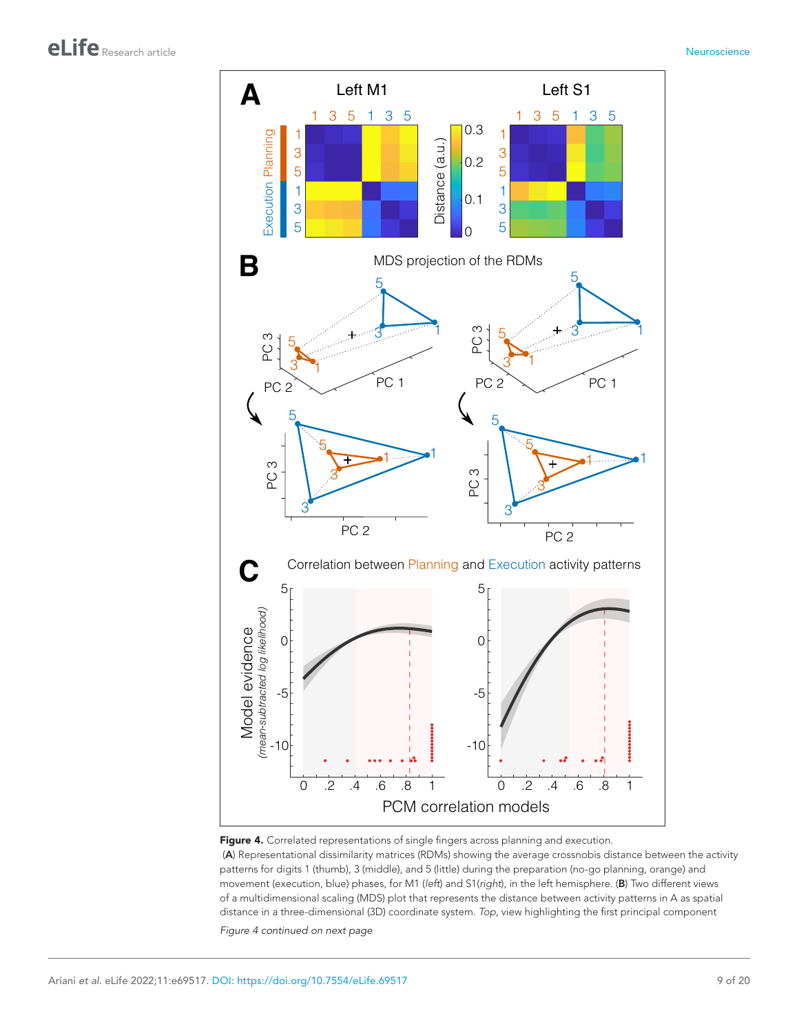**Figure 4.** Correlated representations of single fingers across planning and execution.

(**A**) Representational dissimilarity matrices (RDMs) showing the average crossnobis distance between the activity patterns for digits 1 (thumb), 3 (middle), and 5 (little) during the preparation (no-go planning, orange) and movement (execution, blue) phases, for M1 (*left*) and S1(*right*), in the left hemisphere. (**B**) Two different views of a multidimensional scaling (MDS) plot that represents the distance between activity patterns in A as spatial distance in a three-dimensional (3D) coordinate system. *Top*, view highlighting the first principal component

*Figure 4 continued on next page*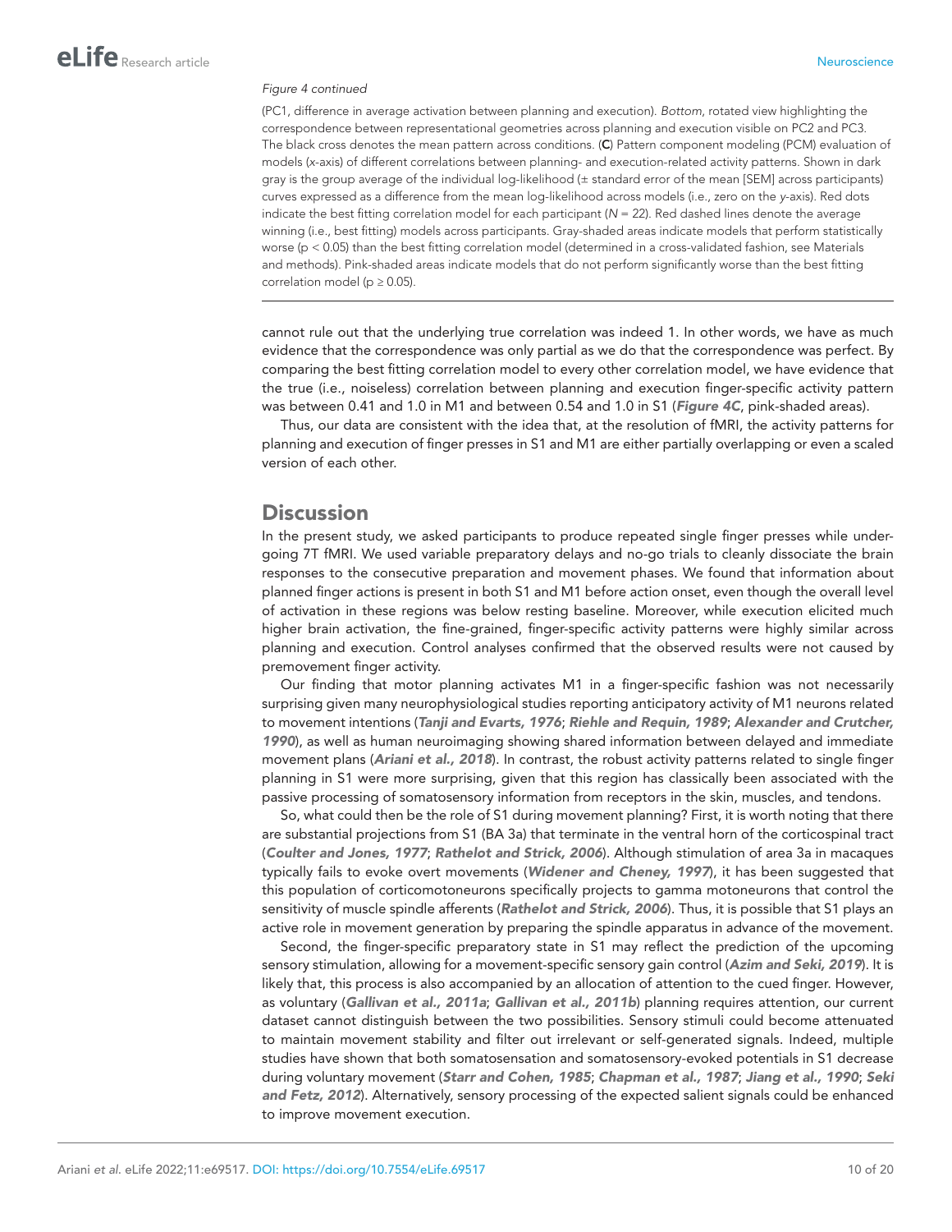*Figure 4 continued*

(PC1, difference in average activation between planning and execution). *Bottom*, rotated view highlighting the correspondence between representational geometries across planning and execution visible on PC2 and PC3. The black cross denotes the mean pattern across conditions. (**C**) Pattern component modeling (PCM) evaluation of models (*x*-axis) of different correlations between planning- and execution-related activity patterns. Shown in dark gray is the group average of the individual log-likelihood (± standard error of the mean [SEM] across participants) curves expressed as a difference from the mean log-likelihood across models (i.e., zero on the *y*-axis). Red dots indicate the best fitting correlation model for each participant ($N = 22$). Red dashed lines denote the average winning (i.e., best fitting) models across participants. Gray-shaded areas indicate models that perform statistically worse ($p < 0.05$) than the best fitting correlation model (determined in a cross-validated fashion, see Materials and methods). Pink-shaded areas indicate models that do not perform significantly worse than the best fitting correlation model ($p \geq 0.05$).

cannot rule out that the underlying true correlation was indeed 1. In other words, we have as much evidence that the correspondence was only partial as we do that the correspondence was perfect. By comparing the best fitting correlation model to every other correlation model, we have evidence that the true (i.e., noiseless) correlation between planning and execution finger-specific activity pattern was between 0.41 and 1.0 in M1 and between 0.54 and 1.0 in S1 (***Figure 4C***, pink-shaded areas).

Thus, our data are consistent with the idea that, at the resolution of fMRI, the activity patterns for planning and execution of finger presses in S1 and M1 are either partially overlapping or even a scaled version of each other.

# Discussion

In the present study, we asked participants to produce repeated single finger presses while undergoing 7T fMRI. We used variable preparatory delays and no-go trials to cleanly dissociate the brain responses to the consecutive preparation and movement phases. We found that information about planned finger actions is present in both S1 and M1 before action onset, even though the overall level of activation in these regions was below resting baseline. Moreover, while execution elicited much higher brain activation, the fine-grained, finger-specific activity patterns were highly similar across planning and execution. Control analyses confirmed that the observed results were not caused by premovement finger activity.

Our finding that motor planning activates M1 in a finger-specific fashion was not necessarily surprising given many neurophysiological studies reporting anticipatory activity of M1 neurons related to movement intentions (***Tanji and Evarts, 1976***; ***Riehle and Requin, 1989***; ***Alexander and Crutcher, 1990***), as well as human neuroimaging showing shared information between delayed and immediate movement plans (***Ariani et al., 2018***). In contrast, the robust activity patterns related to single finger planning in S1 were more surprising, given that this region has classically been associated with the passive processing of somatosensory information from receptors in the skin, muscles, and tendons.

So, what could then be the role of S1 during movement planning? First, it is worth noting that there are substantial projections from S1 (BA 3a) that terminate in the ventral horn of the corticospinal tract (***Coulter and Jones, 1977***; ***Rathelot and Strick, 2006***). Although stimulation of area 3a in macaques typically fails to evoke overt movements (***Widener and Cheney, 1997***), it has been suggested that this population of corticomotoneurons specifically projects to gamma motoneurons that control the sensitivity of muscle spindle afferents (***Rathelot and Strick, 2006***). Thus, it is possible that S1 plays an active role in movement generation by preparing the spindle apparatus in advance of the movement.

Second, the finger-specific preparatory state in S1 may reflect the prediction of the upcoming sensory stimulation, allowing for a movement-specific sensory gain control (***Azim and Seki, 2019***). It is likely that, this process is also accompanied by an allocation of attention to the cued finger. However, as voluntary (***Gallivan et al., 2011a***; ***Gallivan et al., 2011b***) planning requires attention, our current dataset cannot distinguish between the two possibilities. Sensory stimuli could become attenuated to maintain movement stability and filter out irrelevant or self-generated signals. Indeed, multiple studies have shown that both somatosensation and somatosensory-evoked potentials in S1 decrease during voluntary movement (***Starr and Cohen, 1985***; ***Chapman et al., 1987***; ***Jiang et al., 1990***; ***Seki and Fetz, 2012***). Alternatively, sensory processing of the expected salient signals could be enhanced to improve movement execution.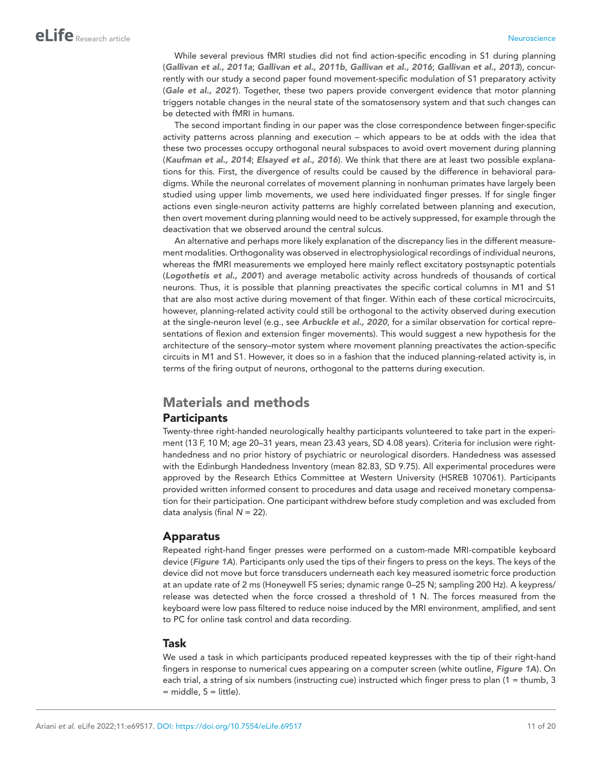While several previous fMRI studies did not find action-specific encoding in S1 during planning (*Gallivan et al., 2011a*; *Gallivan et al., 2011b*, *Gallivan et al., 2016*; *Gallivan et al., 2013*), concurrently with our study a second paper found movement-specific modulation of S1 preparatory activity (*Gale et al., 2021*). Together, these two papers provide convergent evidence that motor planning triggers notable changes in the neural state of the somatosensory system and that such changes can be detected with fMRI in humans.

The second important finding in our paper was the close correspondence between finger-specific activity patterns across planning and execution – which appears to be at odds with the idea that these two processes occupy orthogonal neural subspaces to avoid overt movement during planning (*Kaufman et al., 2014*; *Elsayed et al., 2016*). We think that there are at least two possible explanations for this. First, the divergence of results could be caused by the difference in behavioral paradigms. While the neuronal correlates of movement planning in nonhuman primates have largely been studied using upper limb movements, we used here individuated finger presses. If for single finger actions even single-neuron activity patterns are highly correlated between planning and execution, then overt movement during planning would need to be actively suppressed, for example through the deactivation that we observed around the central sulcus.

An alternative and perhaps more likely explanation of the discrepancy lies in the different measurement modalities. Orthogonality was observed in electrophysiological recordings of individual neurons, whereas the fMRI measurements we employed here mainly reflect excitatory postsynaptic potentials (*Logothetis et al., 2001*) and average metabolic activity across hundreds of thousands of cortical neurons. Thus, it is possible that planning preactivates the specific cortical columns in M1 and S1 that are also most active during movement of that finger. Within each of these cortical microcircuits, however, planning-related activity could still be orthogonal to the activity observed during execution at the single-neuron level (e.g., see *Arbuckle et al., 2020*, for a similar observation for cortical representations of flexion and extension finger movements). This would suggest a new hypothesis for the architecture of the sensory–motor system where movement planning preactivates the action-specific circuits in M1 and S1. However, it does so in a fashion that the induced planning-related activity is, in terms of the firing output of neurons, orthogonal to the patterns during execution.

# Materials and methods

## Participants

Twenty-three right-handed neurologically healthy participants volunteered to take part in the experiment (13 F, 10 M; age 20–31 years, mean 23.43 years, SD 4.08 years). Criteria for inclusion were right-handedness and no prior history of psychiatric or neurological disorders. Handedness was assessed with the Edinburgh Handedness Inventory (mean 82.83, SD 9.75). All experimental procedures were approved by the Research Ethics Committee at Western University (HSREB 107061). Participants provided written informed consent to procedures and data usage and received monetary compensation for their participation. One participant withdrew before study completion and was excluded from data analysis (final $N = 22$).

## Apparatus

Repeated right-hand finger presses were performed on a custom-made MRI-compatible keyboard device (*Figure 1A*). Participants only used the tips of their fingers to press on the keys. The keys of the device did not move but force transducers underneath each key measured isometric force production at an update rate of 2 ms (Honeywell FS series; dynamic range 0–25 N; sampling 200 Hz). A keypress/release was detected when the force crossed a threshold of 1 N. The forces measured from the keyboard were low pass filtered to reduce noise induced by the MRI environment, amplified, and sent to PC for online task control and data recording.

## Task

We used a task in which participants produced repeated keypresses with the tip of their right-hand fingers in response to numerical cues appearing on a computer screen (white outline, *Figure 1A*). On each trial, a string of six numbers (instructing cue) instructed which finger press to plan (1 = thumb, 3 = middle, 5 = little).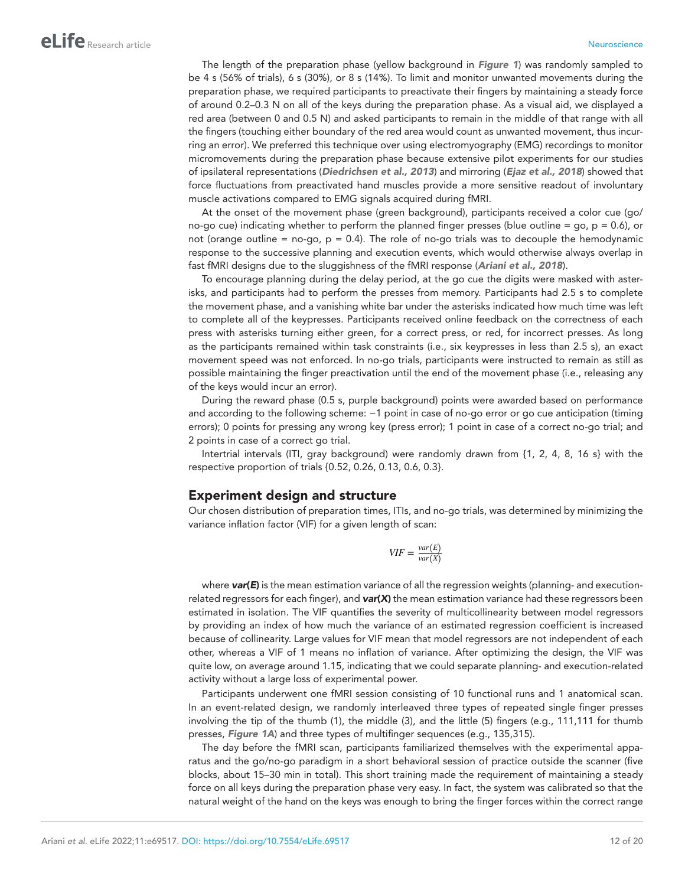The length of the preparation phase (yellow background in ***Figure 1***) was randomly sampled to be 4 s (56% of trials), 6 s (30%), or 8 s (14%). To limit and monitor unwanted movements during the preparation phase, we required participants to preactivate their fingers by maintaining a steady force of around 0.2–0.3 N on all of the keys during the preparation phase. As a visual aid, we displayed a red area (between 0 and 0.5 N) and asked participants to remain in the middle of that range with all the fingers (touching either boundary of the red area would count as unwanted movement, thus incurring an error). We preferred this technique over using electromyography (EMG) recordings to monitor micromovements during the preparation phase because extensive pilot experiments for our studies of ipsilateral representations (***Diedrichsen et al., 2013***) and mirroring (***Ejaz et al., 2018***) showed that force fluctuations from preactivated hand muscles provide a more sensitive readout of involuntary muscle activations compared to EMG signals acquired during fMRI.

At the onset of the movement phase (green background), participants received a color cue (go/no-go cue) indicating whether to perform the planned finger presses (blue outline = go, p = 0.6), or not (orange outline = no-go, p = 0.4). The role of no-go trials was to decouple the hemodynamic response to the successive planning and execution events, which would otherwise always overlap in fast fMRI designs due to the sluggishness of the fMRI response (***Ariani et al., 2018***).

To encourage planning during the delay period, at the go cue the digits were masked with asterisks, and participants had to perform the presses from memory. Participants had 2.5 s to complete the movement phase, and a vanishing white bar under the asterisks indicated how much time was left to complete all of the keypresses. Participants received online feedback on the correctness of each press with asterisks turning either green, for a correct press, or red, for incorrect presses. As long as the participants remained within task constraints (i.e., six keypresses in less than 2.5 s), an exact movement speed was not enforced. In no-go trials, participants were instructed to remain as still as possible maintaining the finger preactivation until the end of the movement phase (i.e., releasing any of the keys would incur an error).

During the reward phase (0.5 s, purple background) points were awarded based on performance and according to the following scheme: −1 point in case of no-go error or go cue anticipation (timing errors); 0 points for pressing any wrong key (press error); 1 point in case of a correct no-go trial; and 2 points in case of a correct go trial.

Intertrial intervals (ITI, gray background) were randomly drawn from {1, 2, 4, 8, 16 s} with the respective proportion of trials {0.52, 0.26, 0.13, 0.6, 0.3}.

## Experiment design and structure

Our chosen distribution of preparation times, ITIs, and no-go trials, was determined by minimizing the variance inflation factor (VIF) for a given length of scan:

$$VIF = \frac{var(E)}{var(X)}$$

where ***var*(*E*)** is the mean estimation variance of all the regression weights (planning- and execution-related regressors for each finger), and ***var*(*X*)** the mean estimation variance had these regressors been estimated in isolation. The VIF quantifies the severity of multicollinearity between model regressors by providing an index of how much the variance of an estimated regression coefficient is increased because of collinearity. Large values for VIF mean that model regressors are not independent of each other, whereas a VIF of 1 means no inflation of variance. After optimizing the design, the VIF was quite low, on average around 1.15, indicating that we could separate planning- and execution-related activity without a large loss of experimental power.

Participants underwent one fMRI session consisting of 10 functional runs and 1 anatomical scan. In an event-related design, we randomly interleaved three types of repeated single finger presses involving the tip of the thumb (1), the middle (3), and the little (5) fingers (e.g., 111,111 for thumb presses, ***Figure 1A***) and three types of multifinger sequences (e.g., 135,315).

The day before the fMRI scan, participants familiarized themselves with the experimental apparatus and the go/no-go paradigm in a short behavioral session of practice outside the scanner (five blocks, about 15–30 min in total). This short training made the requirement of maintaining a steady force on all keys during the preparation phase very easy. In fact, the system was calibrated so that the natural weight of the hand on the keys was enough to bring the finger forces within the correct range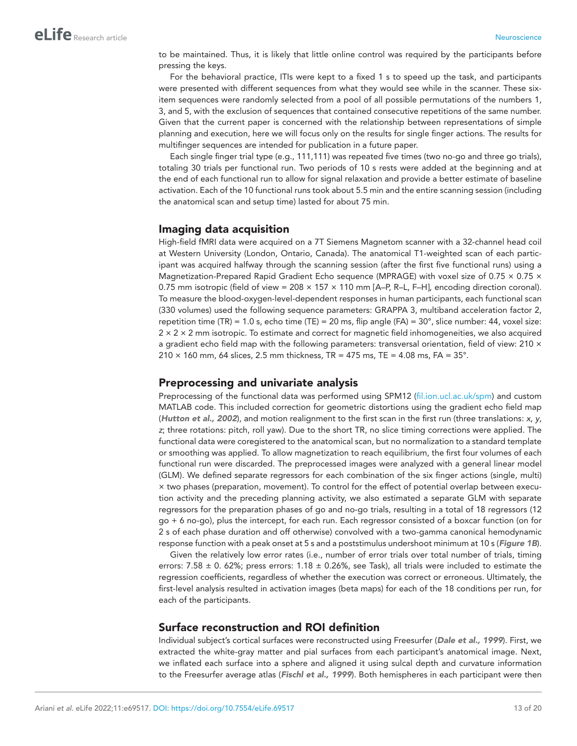to be maintained. Thus, it is likely that little online control was required by the participants before pressing the keys.

For the behavioral practice, ITIs were kept to a fixed 1 s to speed up the task, and participants were presented with different sequences from what they would see while in the scanner. These six-item sequences were randomly selected from a pool of all possible permutations of the numbers 1, 3, and 5, with the exclusion of sequences that contained consecutive repetitions of the same number. Given that the current paper is concerned with the relationship between representations of simple planning and execution, here we will focus only on the results for single finger actions. The results for multifinger sequences are intended for publication in a future paper.

Each single finger trial type (e.g., 111,111) was repeated five times (two no-go and three go trials), totaling 30 trials per functional run. Two periods of 10 s rests were added at the beginning and at the end of each functional run to allow for signal relaxation and provide a better estimate of baseline activation. Each of the 10 functional runs took about 5.5 min and the entire scanning session (including the anatomical scan and setup time) lasted for about 75 min.

## Imaging data acquisition

High-field fMRI data were acquired on a 7T Siemens Magnetom scanner with a 32-channel head coil at Western University (London, Ontario, Canada). The anatomical T1-weighted scan of each participant was acquired halfway through the scanning session (after the first five functional runs) using a Magnetization-Prepared Rapid Gradient Echo sequence (MPRAGE) with voxel size of 0.75 × 0.75 × 0.75 mm isotropic (field of view = 208 × 157 × 110 mm [A–P, R–L, F–H], encoding direction coronal). To measure the blood-oxygen-level-dependent responses in human participants, each functional scan (330 volumes) used the following sequence parameters: GRAPPA 3, multiband acceleration factor 2, repetition time (TR) = 1.0 s, echo time (TE) = 20 ms, flip angle (FA) = 30°, slice number: 44, voxel size: 2 × 2 × 2 mm isotropic. To estimate and correct for magnetic field inhomogeneities, we also acquired a gradient echo field map with the following parameters: transversal orientation, field of view: 210 × 210 × 160 mm, 64 slices, 2.5 mm thickness, TR = 475 ms, TE = 4.08 ms, FA = 35°.

## Preprocessing and univariate analysis

Preprocessing of the functional data was performed using SPM12 (fil.ion.ucl.ac.uk/spm) and custom MATLAB code. This included correction for geometric distortions using the gradient echo field map (***Hutton et al., 2002***), and motion realignment to the first scan in the first run (three translations: *x*, *y*, *z*; three rotations: pitch, roll yaw). Due to the short TR, no slice timing corrections were applied. The functional data were coregistered to the anatomical scan, but no normalization to a standard template or smoothing was applied. To allow magnetization to reach equilibrium, the first four volumes of each functional run were discarded. The preprocessed images were analyzed with a general linear model (GLM). We defined separate regressors for each combination of the six finger actions (single, multi) × two phases (preparation, movement). To control for the effect of potential overlap between execution activity and the preceding planning activity, we also estimated a separate GLM with separate regressors for the preparation phases of go and no-go trials, resulting in a total of 18 regressors (12 go + 6 no-go), plus the intercept, for each run. Each regressor consisted of a boxcar function (on for 2 s of each phase duration and off otherwise) convolved with a two-gamma canonical hemodynamic response function with a peak onset at 5 s and a poststimulus undershoot minimum at 10 s (***Figure 1B***).

Given the relatively low error rates (i.e., number of error trials over total number of trials, timing errors: 7.58 ± 0. 62%; press errors: 1.18 ± 0.26%, see Task), all trials were included to estimate the regression coefficients, regardless of whether the execution was correct or erroneous. Ultimately, the first-level analysis resulted in activation images (beta maps) for each of the 18 conditions per run, for each of the participants.

## Surface reconstruction and ROI definition

Individual subject's cortical surfaces were reconstructed using Freesurfer (***Dale et al., 1999***). First, we extracted the white-gray matter and pial surfaces from each participant's anatomical image. Next, we inflated each surface into a sphere and aligned it using sulcal depth and curvature information to the Freesurfer average atlas (***Fischl et al., 1999***). Both hemispheres in each participant were then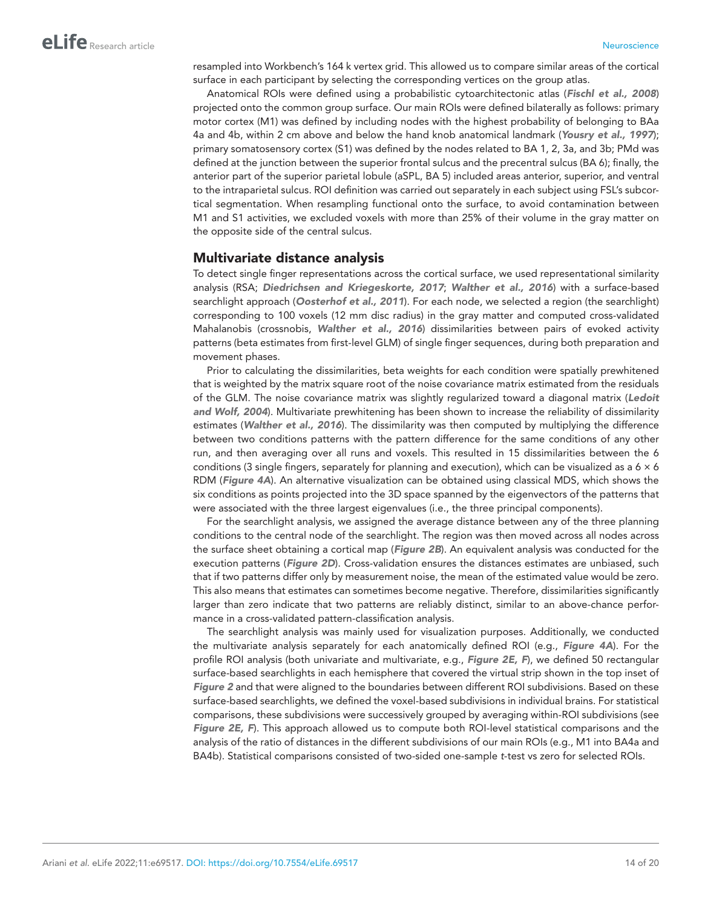resampled into Workbench's 164 k vertex grid. This allowed us to compare similar areas of the cortical surface in each participant by selecting the corresponding vertices on the group atlas.

Anatomical ROIs were defined using a probabilistic cytoarchitectonic atlas (***Fischl et al., 2008***) projected onto the common group surface. Our main ROIs were defined bilaterally as follows: primary motor cortex (M1) was defined by including nodes with the highest probability of belonging to BAa 4a and 4b, within 2 cm above and below the hand knob anatomical landmark (***Yousry et al., 1997***); primary somatosensory cortex (S1) was defined by the nodes related to BA 1, 2, 3a, and 3b; PMd was defined at the junction between the superior frontal sulcus and the precentral sulcus (BA 6); finally, the anterior part of the superior parietal lobule (aSPL, BA 5) included areas anterior, superior, and ventral to the intraparietal sulcus. ROI definition was carried out separately in each subject using FSL's subcortical segmentation. When resampling functional onto the surface, to avoid contamination between M1 and S1 activities, we excluded voxels with more than 25% of their volume in the gray matter on the opposite side of the central sulcus.

## Multivariate distance analysis

To detect single finger representations across the cortical surface, we used representational similarity analysis (RSA; ***Diedrichsen and Kriegeskorte, 2017***; ***Walther et al., 2016***) with a surface-based searchlight approach (***Oosterhof et al., 2011***). For each node, we selected a region (the searchlight) corresponding to 100 voxels (12 mm disc radius) in the gray matter and computed cross-validated Mahalanobis (crossnobis, ***Walther et al., 2016***) dissimilarities between pairs of evoked activity patterns (beta estimates from first-level GLM) of single finger sequences, during both preparation and movement phases.

Prior to calculating the dissimilarities, beta weights for each condition were spatially prewhitened that is weighted by the matrix square root of the noise covariance matrix estimated from the residuals of the GLM. The noise covariance matrix was slightly regularized toward a diagonal matrix (***Ledoit and Wolf, 2004***). Multivariate prewhitening has been shown to increase the reliability of dissimilarity estimates (***Walther et al., 2016***). The dissimilarity was then computed by multiplying the difference between two conditions patterns with the pattern difference for the same conditions of any other run, and then averaging over all runs and voxels. This resulted in 15 dissimilarities between the 6 conditions (3 single fingers, separately for planning and execution), which can be visualized as a $6 \times 6$ RDM (***Figure 4A***). An alternative visualization can be obtained using classical MDS, which shows the six conditions as points projected into the 3D space spanned by the eigenvectors of the patterns that were associated with the three largest eigenvalues (i.e., the three principal components).

For the searchlight analysis, we assigned the average distance between any of the three planning conditions to the central node of the searchlight. The region was then moved across all nodes across the surface sheet obtaining a cortical map (***Figure 2B***). An equivalent analysis was conducted for the execution patterns (***Figure 2D***). Cross-validation ensures the distances estimates are unbiased, such that if two patterns differ only by measurement noise, the mean of the estimated value would be zero. This also means that estimates can sometimes become negative. Therefore, dissimilarities significantly larger than zero indicate that two patterns are reliably distinct, similar to an above-chance performance in a cross-validated pattern-classification analysis.

The searchlight analysis was mainly used for visualization purposes. Additionally, we conducted the multivariate analysis separately for each anatomically defined ROI (e.g., ***Figure 4A***). For the profile ROI analysis (both univariate and multivariate, e.g., ***Figure 2E, F***), we defined 50 rectangular surface-based searchlights in each hemisphere that covered the virtual strip shown in the top inset of ***Figure 2*** and that were aligned to the boundaries between different ROI subdivisions. Based on these surface-based searchlights, we defined the voxel-based subdivisions in individual brains. For statistical comparisons, these subdivisions were successively grouped by averaging within-ROI subdivisions (see ***Figure 2E, F***). This approach allowed us to compute both ROI-level statistical comparisons and the analysis of the ratio of distances in the different subdivisions of our main ROIs (e.g., M1 into BA4a and BA4b). Statistical comparisons consisted of two-sided one-sample $t$-test vs zero for selected ROIs.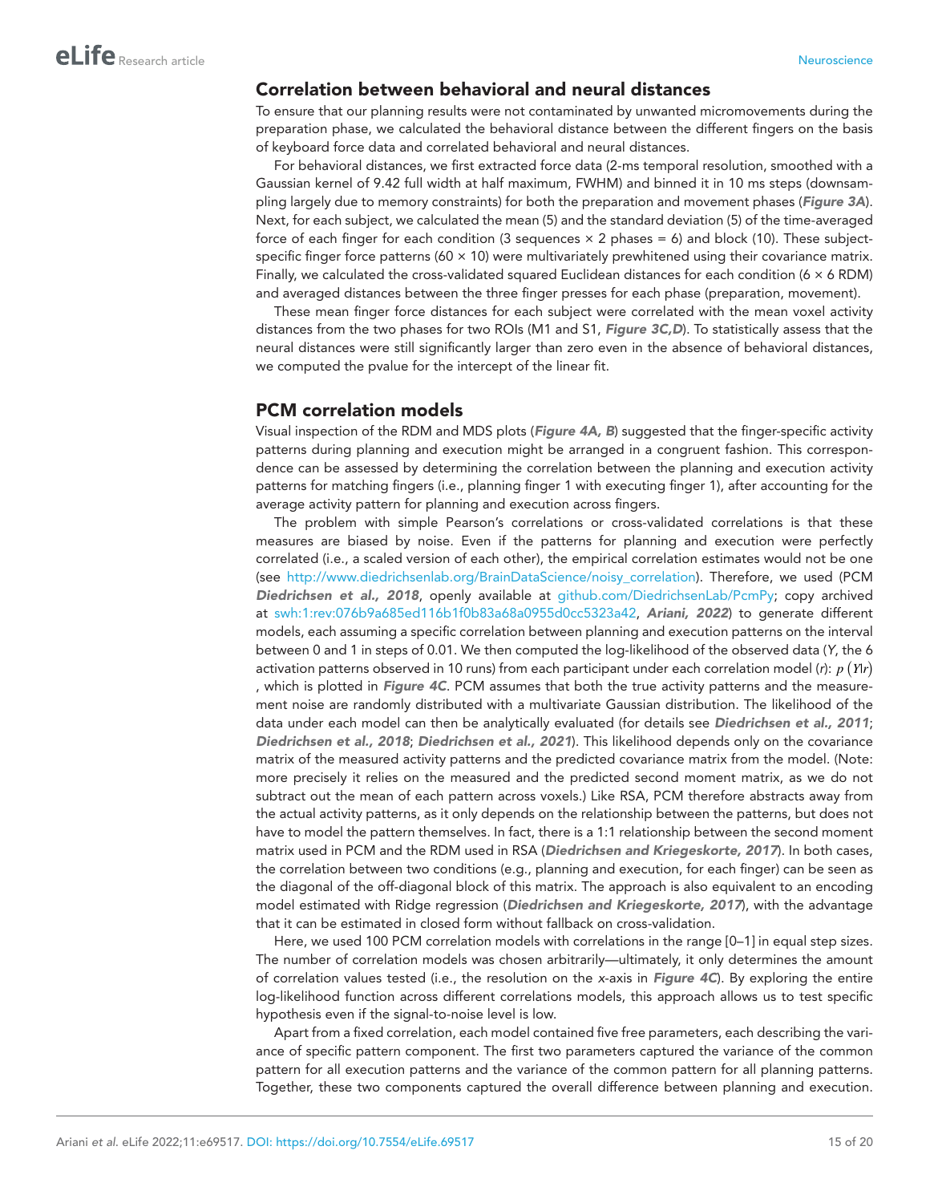## Correlation between behavioral and neural distances

To ensure that our planning results were not contaminated by unwanted micromovements during the preparation phase, we calculated the behavioral distance between the different fingers on the basis of keyboard force data and correlated behavioral and neural distances.

For behavioral distances, we first extracted force data (2-ms temporal resolution, smoothed with a Gaussian kernel of 9.42 full width at half maximum, FWHM) and binned it in 10 ms steps (downsampling largely due to memory constraints) for both the preparation and movement phases (***Figure 3A***). Next, for each subject, we calculated the mean (5) and the standard deviation (5) of the time-averaged force of each finger for each condition (3 sequences × 2 phases = 6) and block (10). These subject-specific finger force patterns (60 × 10) were multivariately prewhitened using their covariance matrix. Finally, we calculated the cross-validated squared Euclidean distances for each condition (6 × 6 RDM) and averaged distances between the three finger presses for each phase (preparation, movement).

These mean finger force distances for each subject were correlated with the mean voxel activity distances from the two phases for two ROIs (M1 and S1, ***Figure 3C,D***). To statistically assess that the neural distances were still significantly larger than zero even in the absence of behavioral distances, we computed the pvalue for the intercept of the linear fit.

## PCM correlation models

Visual inspection of the RDM and MDS plots (***Figure 4A, B***) suggested that the finger-specific activity patterns during planning and execution might be arranged in a congruent fashion. This correspondence can be assessed by determining the correlation between the planning and execution activity patterns for matching fingers (i.e., planning finger 1 with executing finger 1), after accounting for the average activity pattern for planning and execution across fingers.

The problem with simple Pearson's correlations or cross-validated correlations is that these measures are biased by noise. Even if the patterns for planning and execution were perfectly correlated (i.e., a scaled version of each other), the empirical correlation estimates would not be one (see http://www.diedrichsenlab.org/BrainDataScience/noisy_correlation). Therefore, we used (PCM ***Diedrichsen et al., 2018***, openly available at github.com/DiedrichsenLab/PcmPy; copy archived at swh:1:rev:076b9a685ed116b1f0b83a68a0955d0cc5323a42, ***Ariani, 2022***) to generate different models, each assuming a specific correlation between planning and execution patterns on the interval between 0 and 1 in steps of 0.01. We then computed the log-likelihood of the observed data ($Y$, the 6 activation patterns observed in 10 runs) from each participant under each correlation model ($r$): $p\left(Y|r\right)$, which is plotted in ***Figure 4C***. PCM assumes that both the true activity patterns and the measurement noise are randomly distributed with a multivariate Gaussian distribution. The likelihood of the data under each model can then be analytically evaluated (for details see ***Diedrichsen et al., 2011***; ***Diedrichsen et al., 2018***; ***Diedrichsen et al., 2021***). This likelihood depends only on the covariance matrix of the measured activity patterns and the predicted covariance matrix from the model. (Note: more precisely it relies on the measured and the predicted second moment matrix, as we do not subtract out the mean of each pattern across voxels.) Like RSA, PCM therefore abstracts away from the actual activity patterns, as it only depends on the relationship between the patterns, but does not have to model the pattern themselves. In fact, there is a 1:1 relationship between the second moment matrix used in PCM and the RDM used in RSA (***Diedrichsen and Kriegeskorte, 2017***). In both cases, the correlation between two conditions (e.g., planning and execution, for each finger) can be seen as the diagonal of the off-diagonal block of this matrix. The approach is also equivalent to an encoding model estimated with Ridge regression (***Diedrichsen and Kriegeskorte, 2017***), with the advantage that it can be estimated in closed form without fallback on cross-validation.

Here, we used 100 PCM correlation models with correlations in the range [0–1] in equal step sizes. The number of correlation models was chosen arbitrarily—ultimately, it only determines the amount of correlation values tested (i.e., the resolution on the *x*-axis in ***Figure 4C***). By exploring the entire log-likelihood function across different correlations models, this approach allows us to test specific hypothesis even if the signal-to-noise level is low.

Apart from a fixed correlation, each model contained five free parameters, each describing the variance of specific pattern component. The first two parameters captured the variance of the common pattern for all execution patterns and the variance of the common pattern for all planning patterns. Together, these two components captured the overall difference between planning and execution.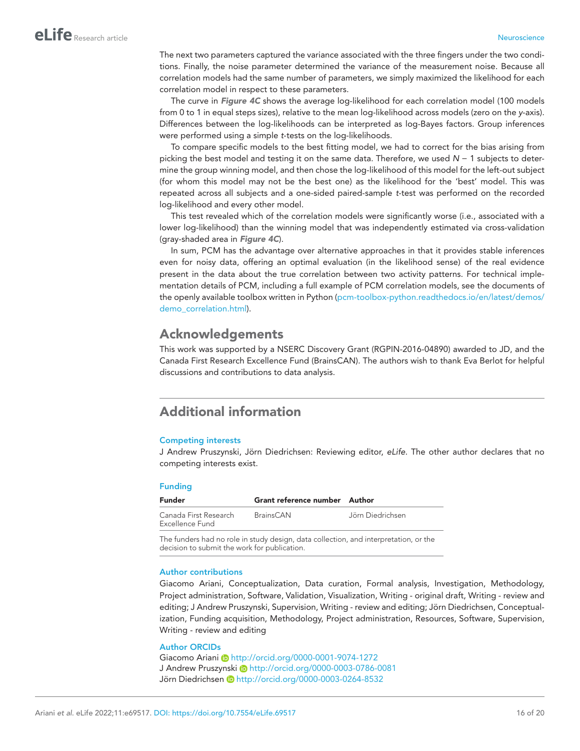The next two parameters captured the variance associated with the three fingers under the two conditions. Finally, the noise parameter determined the variance of the measurement noise. Because all correlation models had the same number of parameters, we simply maximized the likelihood for each correlation model in respect to these parameters.

The curve in ***Figure 4C*** shows the average log-likelihood for each correlation model (100 models from 0 to 1 in equal steps sizes), relative to the mean log-likelihood across models (zero on the *y*-axis). Differences between the log-likelihoods can be interpreted as log-Bayes factors. Group inferences were performed using a simple *t*-tests on the log-likelihoods.

To compare specific models to the best fitting model, we had to correct for the bias arising from picking the best model and testing it on the same data. Therefore, we used $N - 1$ subjects to determine the group winning model, and then chose the log-likelihood of this model for the left-out subject (for whom this model may not be the best one) as the likelihood for the 'best' model. This was repeated across all subjects and a one-sided paired-sample *t*-test was performed on the recorded log-likelihood and every other model.

This test revealed which of the correlation models were significantly worse (i.e., associated with a lower log-likelihood) than the winning model that was independently estimated via cross-validation (gray-shaded area in ***Figure 4C***).

In sum, PCM has the advantage over alternative approaches in that it provides stable inferences even for noisy data, offering an optimal evaluation (in the likelihood sense) of the real evidence present in the data about the true correlation between two activity patterns. For technical implementation details of PCM, including a full example of PCM correlation models, see the documents of the openly available toolbox written in Python (pcm-toolbox-python.readthedocs.io/en/latest/demos/demo_correlation.html).

## Acknowledgements

This work was supported by a NSERC Discovery Grant (RGPIN-2016-04890) awarded to JD, and the Canada First Research Excellence Fund (BrainsCAN). The authors wish to thank Eva Berlot for helpful discussions and contributions to data analysis.

## Additional information

### Competing interests

J Andrew Pruszynski, Jörn Diedrichsen: Reviewing editor, *eLife*. The other author declares that no competing interests exist.

### Funding

| Funder | Grant reference number | Author |
|---|---|---|
| Canada First Research Excellence Fund | BrainsCAN | Jörn Diedrichsen |

The funders had no role in study design, data collection, and interpretation, or the decision to submit the work for publication.

### Author contributions

Giacomo Ariani, Conceptualization, Data curation, Formal analysis, Investigation, Methodology, Project administration, Software, Validation, Visualization, Writing - original draft, Writing - review and editing; J Andrew Pruszynski, Supervision, Writing - review and editing; Jörn Diedrichsen, Conceptualization, Funding acquisition, Methodology, Project administration, Resources, Software, Supervision, Writing - review and editing

### Author ORCIDs

Giacomo Ariani http://orcid.org/0000-0001-9074-1272
J Andrew Pruszynski http://orcid.org/0000-0003-0786-0081
Jörn Diedrichsen http://orcid.org/0000-0003-0264-8532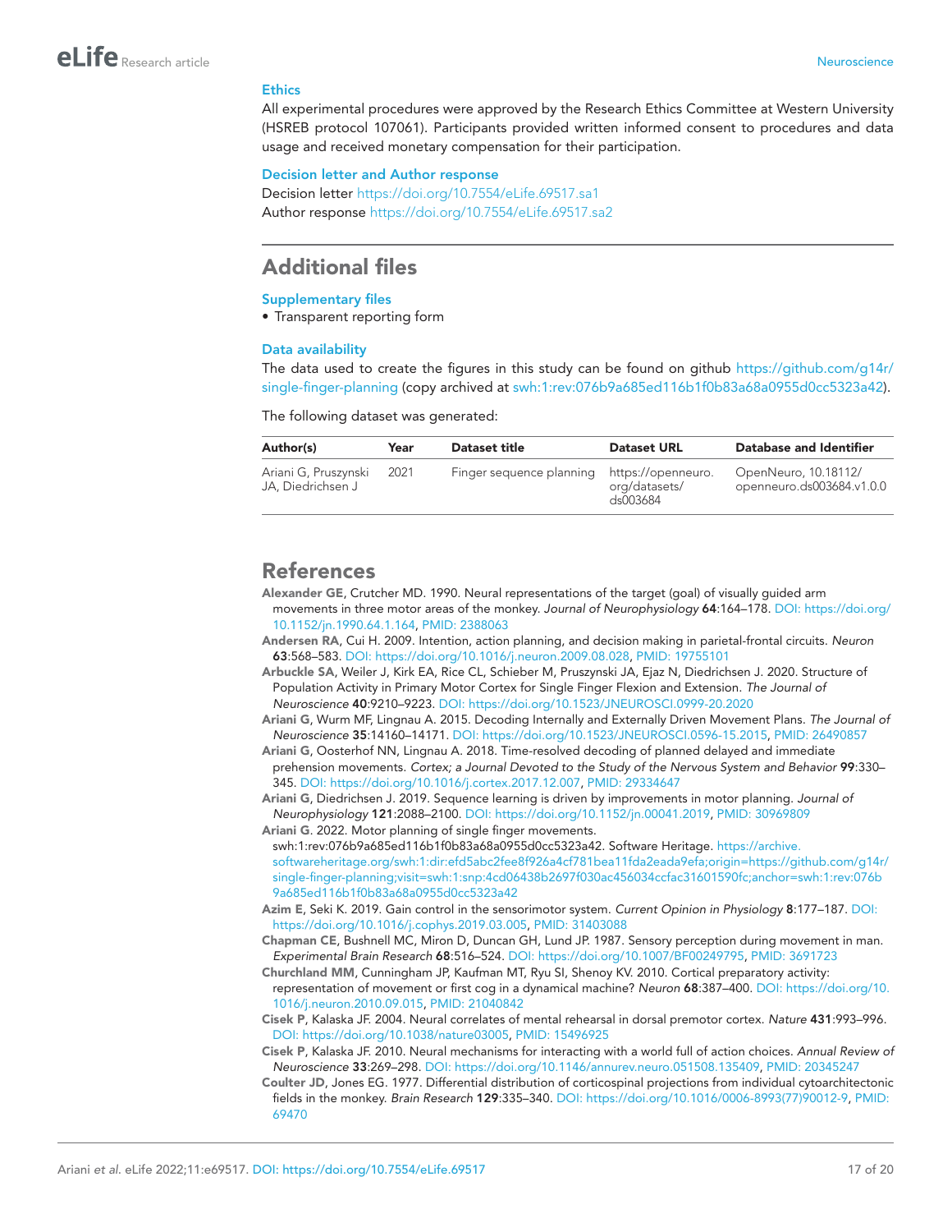### Ethics

All experimental procedures were approved by the Research Ethics Committee at Western University (HSREB protocol 107061). Participants provided written informed consent to procedures and data usage and received monetary compensation for their participation.

### Decision letter and Author response

Decision letter https://doi.org/10.7554/eLife.69517.sa1
Author response https://doi.org/10.7554/eLife.69517.sa2

## Additional files

### Supplementary files

- Transparent reporting form

### Data availability

The data used to create the figures in this study can be found on github https://github.com/g14r/single-finger-planning (copy archived at swh:1:rev:076b9a685ed116b1f0b83a68a0955d0cc5323a42).

The following dataset was generated:

| Author(s) | Year | Dataset title | Dataset URL | Database and Identifier |
|---|---|---|---|---|
| Ariani G, Pruszynski JA, Diedrichsen J | 2021 | Finger sequence planning | https://openneuro.org/datasets/ds003684 | OpenNeuro, 10.18112/openneuro.ds003684.v1.0.0 |

## References

**Alexander GE**, Crutcher MD. 1990. Neural representations of the target (goal) of visually guided arm movements in three motor areas of the monkey. *Journal of Neurophysiology* **64**:164–178. DOI: https://doi.org/10.1152/jn.1990.64.1.164, PMID: 2388063

**Andersen RA**, Cui H. 2009. Intention, action planning, and decision making in parietal-frontal circuits. *Neuron* **63**:568–583. DOI: https://doi.org/10.1016/j.neuron.2009.08.028, PMID: 19755101

**Arbuckle SA**, Weiler J, Kirk EA, Rice CL, Schieber M, Pruszynski JA, Ejaz N, Diedrichsen J. 2020. Structure of Population Activity in Primary Motor Cortex for Single Finger Flexion and Extension. *The Journal of Neuroscience* **40**:9210–9223. DOI: https://doi.org/10.1523/JNEUROSCI.0999-20.2020

**Ariani G**, Wurm MF, Lingnau A. 2015. Decoding Internally and Externally Driven Movement Plans. *The Journal of Neuroscience* **35**:14160–14171. DOI: https://doi.org/10.1523/JNEUROSCI.0596-15.2015, PMID: 26490857

**Ariani G**, Oosterhof NN, Lingnau A. 2018. Time-resolved decoding of planned delayed and immediate prehension movements. *Cortex; a Journal Devoted to the Study of the Nervous System and Behavior* **99**:330–345. DOI: https://doi.org/10.1016/j.cortex.2017.12.007, PMID: 29334647

**Ariani G**, Diedrichsen J. 2019. Sequence learning is driven by improvements in motor planning. *Journal of Neurophysiology* **121**:2088–2100. DOI: https://doi.org/10.1152/jn.00041.2019, PMID: 30969809

**Ariani G**. 2022. Motor planning of single finger movements. swh:1:rev:076b9a685ed116b1f0b83a68a0955d0cc5323a42. Software Heritage. https://archive.softwareheritage.org/swh:1:dir:efd5abc2fee8f926a4cf781bea11fda2eada9efa;origin=https://github.com/g14r/single-finger-planning;visit=swh:1:snp:4cd06438b2697f030ac456034ccfac31601590fc;anchor=swh:1:rev:076b9a685ed116b1f0b83a68a0955d0cc5323a42

**Azim E**, Seki K. 2019. Gain control in the sensorimotor system. *Current Opinion in Physiology* **8**:177–187. DOI: https://doi.org/10.1016/j.cophys.2019.03.005, PMID: 31403088

**Chapman CE**, Bushnell MC, Miron D, Duncan GH, Lund JP. 1987. Sensory perception during movement in man. *Experimental Brain Research* **68**:516–524. DOI: https://doi.org/10.1007/BF00249795, PMID: 3691723

**Churchland MM**, Cunningham JP, Kaufman MT, Ryu SI, Shenoy KV. 2010. Cortical preparatory activity: representation of movement or first cog in a dynamical machine? *Neuron* **68**:387–400. DOI: https://doi.org/10.1016/j.neuron.2010.09.015, PMID: 21040842

**Cisek P**, Kalaska JF. 2004. Neural correlates of mental rehearsal in dorsal premotor cortex. *Nature* **431**:993–996. DOI: https://doi.org/10.1038/nature03005, PMID: 15496925

**Cisek P**, Kalaska JF. 2010. Neural mechanisms for interacting with a world full of action choices. *Annual Review of Neuroscience* **33**:269–298. DOI: https://doi.org/10.1146/annurev.neuro.051508.135409, PMID: 20345247

**Coulter JD**, Jones EG. 1977. Differential distribution of corticospinal projections from individual cytoarchitectonic fields in the monkey. *Brain Research* **129**:335–340. DOI: https://doi.org/10.1016/0006-8993(77)90012-9, PMID: 69470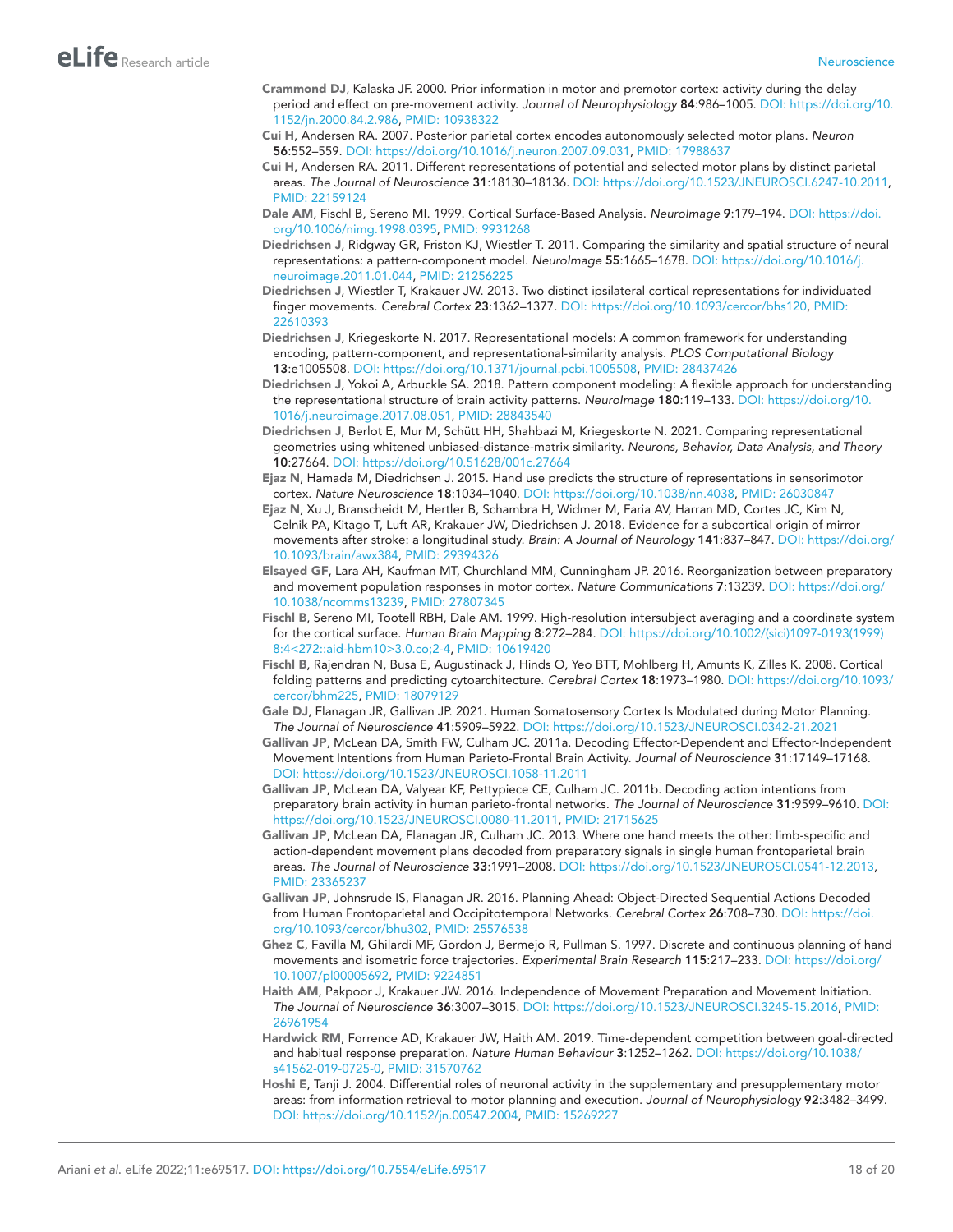**Crammond DJ**, Kalaska JF. 2000. Prior information in motor and premotor cortex: activity during the delay period and effect on pre-movement activity. *Journal of Neurophysiology* **84**:986–1005. DOI: https://doi.org/10.1152/jn.2000.84.2.986, PMID: 10938322

**Cui H**, Andersen RA. 2007. Posterior parietal cortex encodes autonomously selected motor plans. *Neuron* **56**:552–559. DOI: https://doi.org/10.1016/j.neuron.2007.09.031, PMID: 17988637

**Cui H**, Andersen RA. 2011. Different representations of potential and selected motor plans by distinct parietal areas. *The Journal of Neuroscience* **31**:18130–18136. DOI: https://doi.org/10.1523/JNEUROSCI.6247-10.2011, PMID: 22159124

**Dale AM**, Fischl B, Sereno MI. 1999. Cortical Surface-Based Analysis. *NeuroImage* **9**:179–194. DOI: https://doi.org/10.1006/nimg.1998.0395, PMID: 9931268

**Diedrichsen J**, Ridgway GR, Friston KJ, Wiestler T. 2011. Comparing the similarity and spatial structure of neural representations: a pattern-component model. *NeuroImage* **55**:1665–1678. DOI: https://doi.org/10.1016/j.neuroimage.2011.01.044, PMID: 21256225

**Diedrichsen J**, Wiestler T, Krakauer JW. 2013. Two distinct ipsilateral cortical representations for individuated finger movements. *Cerebral Cortex* **23**:1362–1377. DOI: https://doi.org/10.1093/cercor/bhs120, PMID: 22610393

**Diedrichsen J**, Kriegeskorte N. 2017. Representational models: A common framework for understanding encoding, pattern-component, and representational-similarity analysis. *PLOS Computational Biology* **13**:e1005508. DOI: https://doi.org/10.1371/journal.pcbi.1005508, PMID: 28437426

**Diedrichsen J**, Yokoi A, Arbuckle SA. 2018. Pattern component modeling: A flexible approach for understanding the representational structure of brain activity patterns. *NeuroImage* **180**:119–133. DOI: https://doi.org/10.1016/j.neuroimage.2017.08.051, PMID: 28843540

**Diedrichsen J**, Berlot E, Mur M, Schütt HH, Shahbazi M, Kriegeskorte N. 2021. Comparing representational geometries using whitened unbiased-distance-matrix similarity. *Neurons, Behavior, Data Analysis, and Theory* **10**:27664. DOI: https://doi.org/10.51628/001c.27664

**Ejaz N**, Hamada M, Diedrichsen J. 2015. Hand use predicts the structure of representations in sensorimotor cortex. *Nature Neuroscience* **18**:1034–1040. DOI: https://doi.org/10.1038/nn.4038, PMID: 26030847

**Ejaz N**, Xu J, Branscheidt M, Hertler B, Schambra H, Widmer M, Faria AV, Harran MD, Cortes JC, Kim N, Celnik PA, Kitago T, Luft AR, Krakauer JW, Diedrichsen J. 2018. Evidence for a subcortical origin of mirror movements after stroke: a longitudinal study. *Brain: A Journal of Neurology* **141**:837–847. DOI: https://doi.org/10.1093/brain/awx384, PMID: 29394326

**Elsayed GF**, Lara AH, Kaufman MT, Churchland MM, Cunningham JP. 2016. Reorganization between preparatory and movement population responses in motor cortex. *Nature Communications* **7**:13239. DOI: https://doi.org/10.1038/ncomms13239, PMID: 27807345

**Fischl B**, Sereno MI, Tootell RBH, Dale AM. 1999. High-resolution intersubject averaging and a coordinate system for the cortical surface. *Human Brain Mapping* **8**:272–284. DOI: https://doi.org/10.1002/(sici)1097-0193(1999)8:4<272::aid-hbm10>3.0.co;2-4, PMID: 10619420

**Fischl B**, Rajendran N, Busa E, Augustinack J, Hinds O, Yeo BTT, Mohlberg H, Amunts K, Zilles K. 2008. Cortical folding patterns and predicting cytoarchitecture. *Cerebral Cortex* **18**:1973–1980. DOI: https://doi.org/10.1093/cercor/bhm225, PMID: 18079129

**Gale DJ**, Flanagan JR, Gallivan JP. 2021. Human Somatosensory Cortex Is Modulated during Motor Planning. *The Journal of Neuroscience* **41**:5909–5922. DOI: https://doi.org/10.1523/JNEUROSCI.0342-21.2021

**Gallivan JP**, McLean DA, Smith FW, Culham JC. 2011a. Decoding Effector-Dependent and Effector-Independent Movement Intentions from Human Parieto-Frontal Brain Activity. *Journal of Neuroscience* **31**:17149–17168. DOI: https://doi.org/10.1523/JNEUROSCI.1058-11.2011

**Gallivan JP**, McLean DA, Valyear KF, Pettypiece CE, Culham JC. 2011b. Decoding action intentions from preparatory brain activity in human parieto-frontal networks. *The Journal of Neuroscience* **31**:9599–9610. DOI: https://doi.org/10.1523/JNEUROSCI.0080-11.2011, PMID: 21715625

**Gallivan JP**, McLean DA, Flanagan JR, Culham JC. 2013. Where one hand meets the other: limb-specific and action-dependent movement plans decoded from preparatory signals in single human frontoparietal brain areas. *The Journal of Neuroscience* **33**:1991–2008. DOI: https://doi.org/10.1523/JNEUROSCI.0541-12.2013, PMID: 23365237

**Gallivan JP**, Johnsrude IS, Flanagan JR. 2016. Planning Ahead: Object-Directed Sequential Actions Decoded from Human Frontoparietal and Occipitotemporal Networks. *Cerebral Cortex* **26**:708–730. DOI: https://doi.org/10.1093/cercor/bhu302, PMID: 25576538

**Ghez C**, Favilla M, Ghilardi MF, Gordon J, Bermejo R, Pullman S. 1997. Discrete and continuous planning of hand movements and isometric force trajectories. *Experimental Brain Research* **115**:217–233. DOI: https://doi.org/10.1007/pl00005692, PMID: 9224851

**Haith AM**, Pakpoor J, Krakauer JW. 2016. Independence of Movement Preparation and Movement Initiation. *The Journal of Neuroscience* **36**:3007–3015. DOI: https://doi.org/10.1523/JNEUROSCI.3245-15.2016, PMID: 26961954

**Hardwick RM**, Forrence AD, Krakauer JW, Haith AM. 2019. Time-dependent competition between goal-directed and habitual response preparation. *Nature Human Behaviour* **3**:1252–1262. DOI: https://doi.org/10.1038/s41562-019-0725-0, PMID: 31570762

**Hoshi E**, Tanji J. 2004. Differential roles of neuronal activity in the supplementary and presupplementary motor areas: from information retrieval to motor planning and execution. *Journal of Neurophysiology* **92**:3482–3499. DOI: https://doi.org/10.1152/jn.00547.2004, PMID: 15269227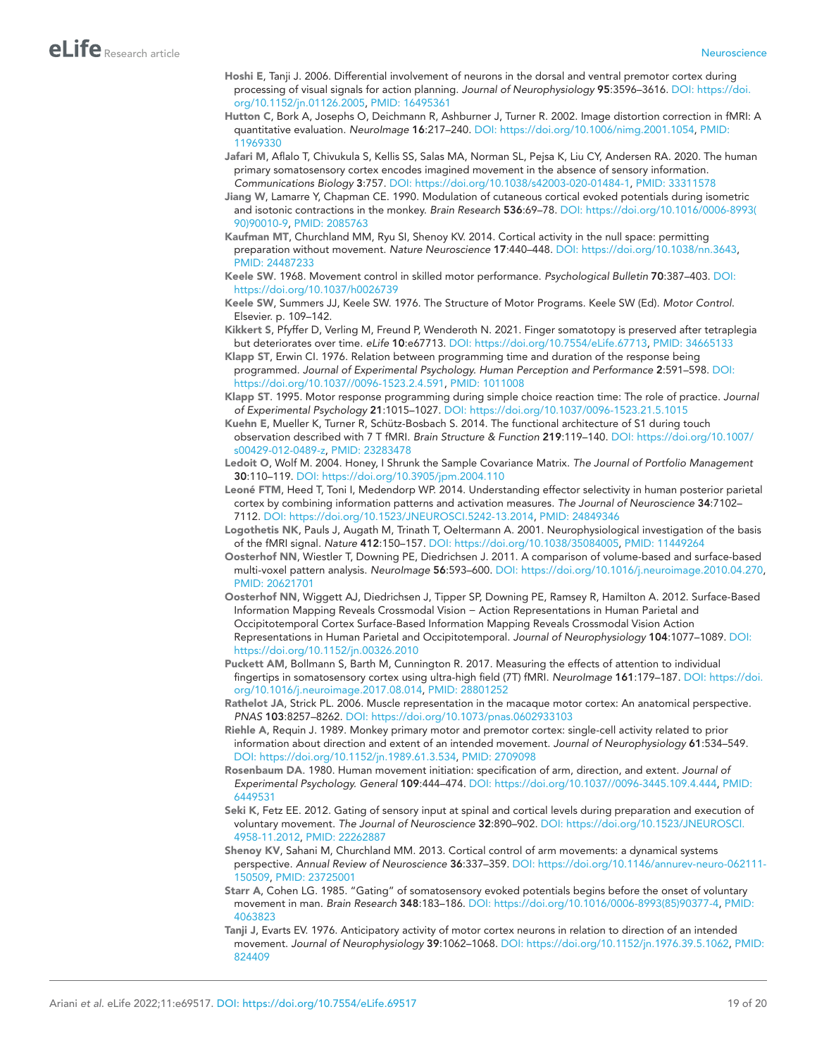Hoshi E, Tanji J. 2006. Differential involvement of neurons in the dorsal and ventral premotor cortex during processing of visual signals for action planning. *Journal of Neurophysiology* **95**:3596–3616. DOI: https://doi.org/10.1152/jn.01126.2005, PMID: 16495361

Hutton C, Bork A, Josephs O, Deichmann R, Ashburner J, Turner R. 2002. Image distortion correction in fMRI: A quantitative evaluation. *NeuroImage* **16**:217–240. DOI: https://doi.org/10.1006/nimg.2001.1054, PMID: 11969330

Jafari M, Aflalo T, Chivukula S, Kellis SS, Salas MA, Norman SL, Pejsa K, Liu CY, Andersen RA. 2020. The human primary somatosensory cortex encodes imagined movement in the absence of sensory information. *Communications Biology* **3**:757. DOI: https://doi.org/10.1038/s42003-020-01484-1, PMID: 33311578

Jiang W, Lamarre Y, Chapman CE. 1990. Modulation of cutaneous cortical evoked potentials during isometric and isotonic contractions in the monkey. *Brain Research* **536**:69–78. DOI: https://doi.org/10.1016/0006-8993(90)90010-9, PMID: 2085763

Kaufman MT, Churchland MM, Ryu SI, Shenoy KV. 2014. Cortical activity in the null space: permitting preparation without movement. *Nature Neuroscience* **17**:440–448. DOI: https://doi.org/10.1038/nn.3643, PMID: 24487233

Keele SW. 1968. Movement control in skilled motor performance. *Psychological Bulletin* **70**:387–403. DOI: https://doi.org/10.1037/h0026739

Keele SW, Summers JJ, Keele SW. 1976. The Structure of Motor Programs. Keele SW (Ed). *Motor Control*. Elsevier. p. 109–142.

Kikkert S, Pfyffer D, Verling M, Freund P, Wenderoth N. 2021. Finger somatotopy is preserved after tetraplegia but deteriorates over time. *eLife* **10**:e67713. DOI: https://doi.org/10.7554/eLife.67713, PMID: 34665133

Klapp ST, Erwin CI. 1976. Relation between programming time and duration of the response being programmed. *Journal of Experimental Psychology. Human Perception and Performance* **2**:591–598. DOI: https://doi.org/10.1037//0096-1523.2.4.591, PMID: 1011008

Klapp ST. 1995. Motor response programming during simple choice reaction time: The role of practice. *Journal of Experimental Psychology* **21**:1015–1027. DOI: https://doi.org/10.1037/0096-1523.21.5.1015

Kuehn E, Mueller K, Turner R, Schütz-Bosbach S. 2014. The functional architecture of S1 during touch observation described with 7 T fMRI. *Brain Structure & Function* **219**:119–140. DOI: https://doi.org/10.1007/s00429-012-0489-z, PMID: 23283478

Ledoit O, Wolf M. 2004. Honey, I Shrunk the Sample Covariance Matrix. *The Journal of Portfolio Management* **30**:110–119. DOI: https://doi.org/10.3905/jpm.2004.110

Leoné FTM, Heed T, Toni I, Medendorp WP. 2014. Understanding effector selectivity in human posterior parietal cortex by combining information patterns and activation measures. *The Journal of Neuroscience* **34**:7102–7112. DOI: https://doi.org/10.1523/JNEUROSCI.5242-13.2014, PMID: 24849346

Logothetis NK, Pauls J, Augath M, Trinath T, Oeltermann A. 2001. Neurophysiological investigation of the basis of the fMRI signal. *Nature* **412**:150–157. DOI: https://doi.org/10.1038/35084005, PMID: 11449264

Oosterhof NN, Wiestler T, Downing PE, Diedrichsen J. 2011. A comparison of volume-based and surface-based multi-voxel pattern analysis. *NeuroImage* **56**:593–600. DOI: https://doi.org/10.1016/j.neuroimage.2010.04.270, PMID: 20621701

Oosterhof NN, Wiggett AJ, Diedrichsen J, Tipper SP, Downing PE, Ramsey R, Hamilton A. 2012. Surface-Based Information Mapping Reveals Crossmodal Vision – Action Representations in Human Parietal and Occipitotemporal Cortex Surface-Based Information Mapping Reveals Crossmodal Vision Action Representations in Human Parietal and Occipitotemporal. *Journal of Neurophysiology* **104**:1077–1089. DOI: https://doi.org/10.1152/jn.00326.2010

Puckett AM, Bollmann S, Barth M, Cunnington R. 2017. Measuring the effects of attention to individual fingertips in somatosensory cortex using ultra-high field (7T) fMRI. *NeuroImage* **161**:179–187. DOI: https://doi.org/10.1016/j.neuroimage.2017.08.014, PMID: 28801252

Rathelot JA, Strick PL. 2006. Muscle representation in the macaque motor cortex: An anatomical perspective. *PNAS* **103**:8257–8262. DOI: https://doi.org/10.1073/pnas.0602933103

Riehle A, Requin J. 1989. Monkey primary motor and premotor cortex: single-cell activity related to prior information about direction and extent of an intended movement. *Journal of Neurophysiology* **61**:534–549. DOI: https://doi.org/10.1152/jn.1989.61.3.534, PMID: 2709098

Rosenbaum DA. 1980. Human movement initiation: specification of arm, direction, and extent. *Journal of Experimental Psychology. General* **109**:444–474. DOI: https://doi.org/10.1037//0096-3445.109.4.444, PMID: 6449531

Seki K, Fetz EE. 2012. Gating of sensory input at spinal and cortical levels during preparation and execution of voluntary movement. *The Journal of Neuroscience* **32**:890–902. DOI: https://doi.org/10.1523/JNEUROSCI.4958-11.2012, PMID: 22262887

Shenoy KV, Sahani M, Churchland MM. 2013. Cortical control of arm movements: a dynamical systems perspective. *Annual Review of Neuroscience* **36**:337–359. DOI: https://doi.org/10.1146/annurev-neuro-062111-150509, PMID: 23725001

Starr A, Cohen LG. 1985. "Gating" of somatosensory evoked potentials begins before the onset of voluntary movement in man. *Brain Research* **348**:183–186. DOI: https://doi.org/10.1016/0006-8993(85)90377-4, PMID: 4063823

Tanji J, Evarts EV. 1976. Anticipatory activity of motor cortex neurons in relation to direction of an intended movement. *Journal of Neurophysiology* **39**:1062–1068. DOI: https://doi.org/10.1152/jn.1976.39.5.1062, PMID: 824409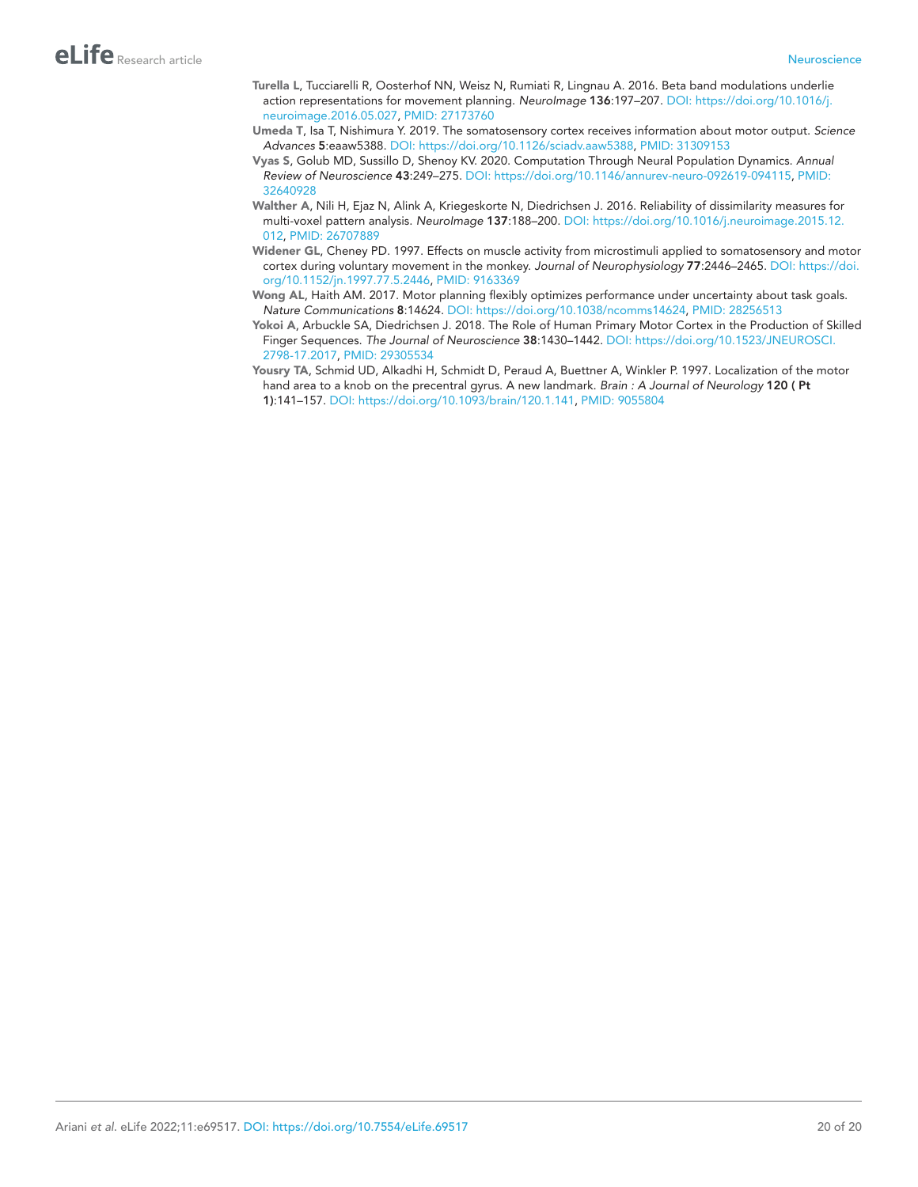**Turella L**, Tucciarelli R, Oosterhof NN, Weisz N, Rumiati R, Lingnau A. 2016. Beta band modulations underlie action representations for movement planning. *NeuroImage* **136**:197–207. DOI: https://doi.org/10.1016/j.neuroimage.2016.05.027, PMID: 27173760

**Umeda T**, Isa T, Nishimura Y. 2019. The somatosensory cortex receives information about motor output. *Science Advances* **5**:eaaw5388. DOI: https://doi.org/10.1126/sciadv.aaw5388, PMID: 31309153

**Vyas S**, Golub MD, Sussillo D, Shenoy KV. 2020. Computation Through Neural Population Dynamics. *Annual Review of Neuroscience* **43**:249–275. DOI: https://doi.org/10.1146/annurev-neuro-092619-094115, PMID: 32640928

**Walther A**, Nili H, Ejaz N, Alink A, Kriegeskorte N, Diedrichsen J. 2016. Reliability of dissimilarity measures for multi-voxel pattern analysis. *NeuroImage* **137**:188–200. DOI: https://doi.org/10.1016/j.neuroimage.2015.12.012, PMID: 26707889

**Widener GL**, Cheney PD. 1997. Effects on muscle activity from microstimuli applied to somatosensory and motor cortex during voluntary movement in the monkey. *Journal of Neurophysiology* **77**:2446–2465. DOI: https://doi.org/10.1152/jn.1997.77.5.2446, PMID: 9163369

**Wong AL**, Haith AM. 2017. Motor planning flexibly optimizes performance under uncertainty about task goals. *Nature Communications* **8**:14624. DOI: https://doi.org/10.1038/ncomms14624, PMID: 28256513

**Yokoi A**, Arbuckle SA, Diedrichsen J. 2018. The Role of Human Primary Motor Cortex in the Production of Skilled Finger Sequences. *The Journal of Neuroscience* **38**:1430–1442. DOI: https://doi.org/10.1523/JNEUROSCI.2798-17.2017, PMID: 29305534

**Yousry TA**, Schmid UD, Alkadhi H, Schmidt D, Peraud A, Buettner A, Winkler P. 1997. Localization of the motor hand area to a knob on the precentral gyrus. A new landmark. *Brain : A Journal of Neurology* **120 ( Pt 1)**:141–157. DOI: https://doi.org/10.1093/brain/120.1.141, PMID: 9055804